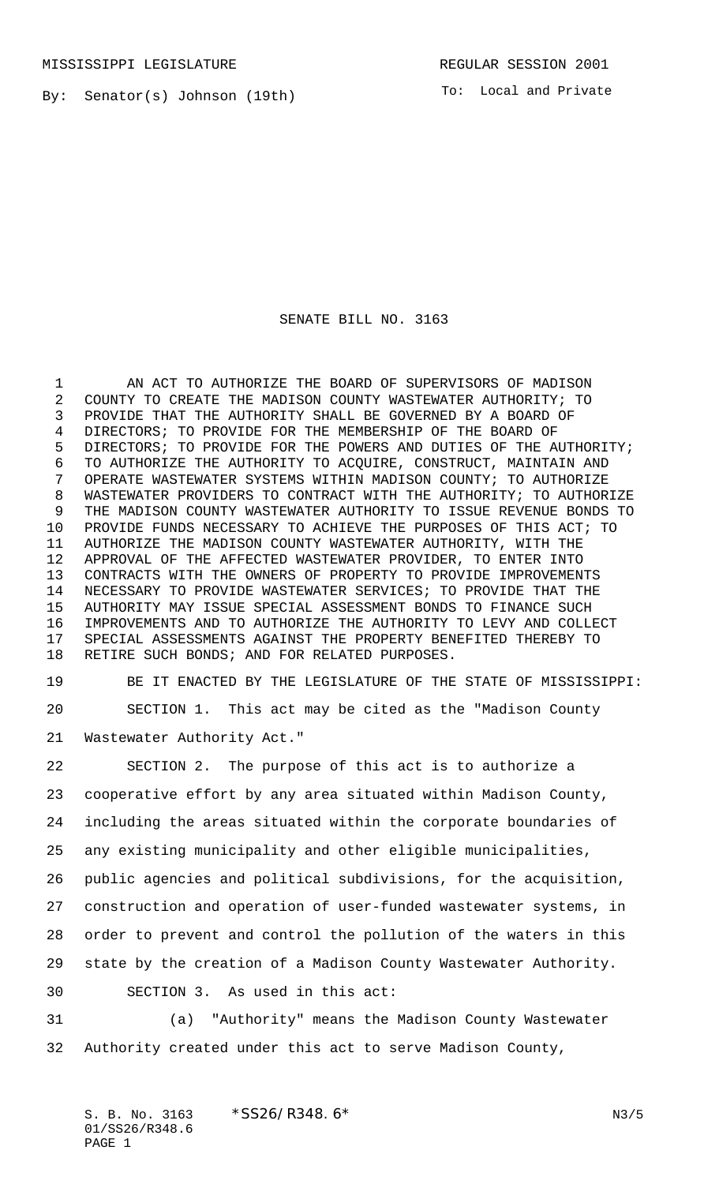MISSISSIPPI LEGISLATURE REGULAR SESSION 2001

By: Senator(s) Johnson (19th)

To: Local and Private

# SENATE BILL NO. 3163

AN ACT TO AUTHORIZE THE BOARD OF SUPERVISORS OF MADISON COUNTY TO CREATE THE MADISON COUNTY WASTEWATER AUTHORITY; TO PROVIDE THAT THE AUTHORITY SHALL BE GOVERNED BY A BOARD OF DIRECTORS; TO PROVIDE FOR THE MEMBERSHIP OF THE BOARD OF DIRECTORS; TO PROVIDE FOR THE POWERS AND DUTIES OF THE AUTHORITY; TO AUTHORIZE THE AUTHORITY TO ACQUIRE, CONSTRUCT, MAINTAIN AND OPERATE WASTEWATER SYSTEMS WITHIN MADISON COUNTY; TO AUTHORIZE WASTEWATER PROVIDERS TO CONTRACT WITH THE AUTHORITY; TO AUTHORIZE THE MADISON COUNTY WASTEWATER AUTHORITY TO ISSUE REVENUE BONDS TO PROVIDE FUNDS NECESSARY TO ACHIEVE THE PURPOSES OF THIS ACT; TO AUTHORIZE THE MADISON COUNTY WASTEWATER AUTHORITY, WITH THE APPROVAL OF THE AFFECTED WASTEWATER PROVIDER, TO ENTER INTO CONTRACTS WITH THE OWNERS OF PROPERTY TO PROVIDE IMPROVEMENTS NECESSARY TO PROVIDE WASTEWATER SERVICES; TO PROVIDE THAT THE AUTHORITY MAY ISSUE SPECIAL ASSESSMENT BONDS TO FINANCE SUCH IMPROVEMENTS AND TO AUTHORIZE THE AUTHORITY TO LEVY AND COLLECT SPECIAL ASSESSMENTS AGAINST THE PROPERTY BENEFITED THEREBY TO RETIRE SUCH BONDS; AND FOR RELATED PURPOSES.

BE IT ENACTED BY THE LEGISLATURE OF THE STATE OF MISSISSIPPI:

SECTION 1. This act may be cited as the "Madison County Wastewater Authority Act."

SECTION 2. The purpose of this act is to authorize a cooperative effort by any area situated within Madison County, including the areas situated within the corporate boundaries of any existing municipality and other eligible municipalities, public agencies and political subdivisions, for the acquisition, construction and operation of user-funded wastewater systems, in order to prevent and control the pollution of the waters in this state by the creation of a Madison County Wastewater Authority.

SECTION 3. As used in this act:

(a) "Authority" means the Madison County Wastewater Authority created under this act to serve Madison County,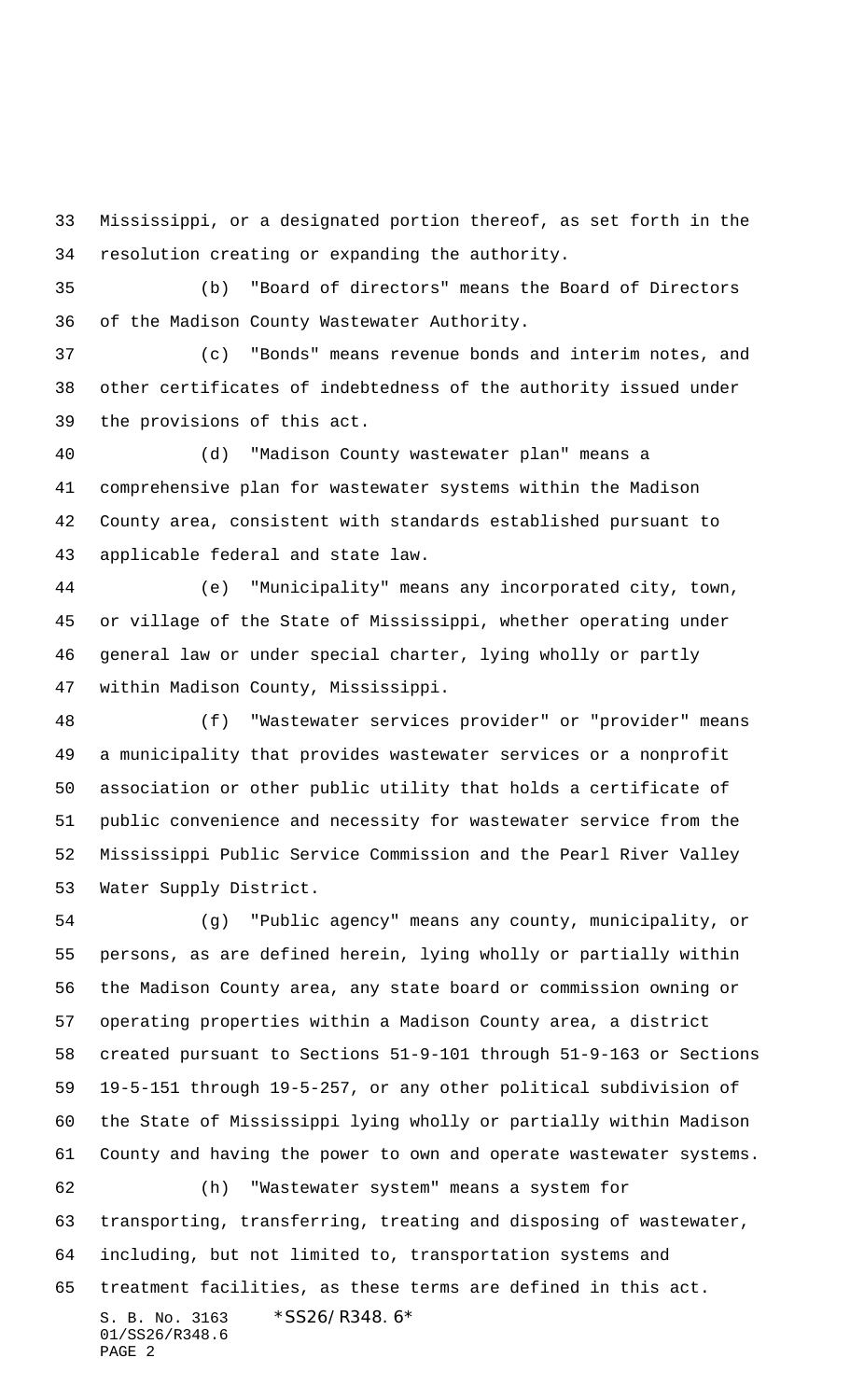Mississippi, or a designated portion thereof, as set forth in the resolution creating or expanding the authority.

(b) "Board of directors" means the Board of Directors of the Madison County Wastewater Authority.

(c) "Bonds" means revenue bonds and interim notes, and other certificates of indebtedness of the authority issued under the provisions of this act.

(d) "Madison County wastewater plan" means a comprehensive plan for wastewater systems within the Madison County area, consistent with standards established pursuant to applicable federal and state law.

(e) "Municipality" means any incorporated city, town, or village of the State of Mississippi, whether operating under general law or under special charter, lying wholly or partly within Madison County, Mississippi.

(f) "Wastewater services provider" or "provider" means a municipality that provides wastewater services or a nonprofit association or other public utility that holds a certificate of public convenience and necessity for wastewater service from the Mississippi Public Service Commission and the Pearl River Valley Water Supply District.

(g) "Public agency" means any county, municipality, or persons, as are defined herein, lying wholly or partially within the Madison County area, any state board or commission owning or operating properties within a Madison County area, a district created pursuant to Sections 51-9-101 through 51-9-163 or Sections 19-5-151 through 19-5-257, or any other political subdivision of the State of Mississippi lying wholly or partially within Madison County and having the power to own and operate wastewater systems.

(h) "Wastewater system" means a system for transporting, transferring, treating and disposing of wastewater, including, but not limited to, transportation systems and treatment facilities, as these terms are defined in this act.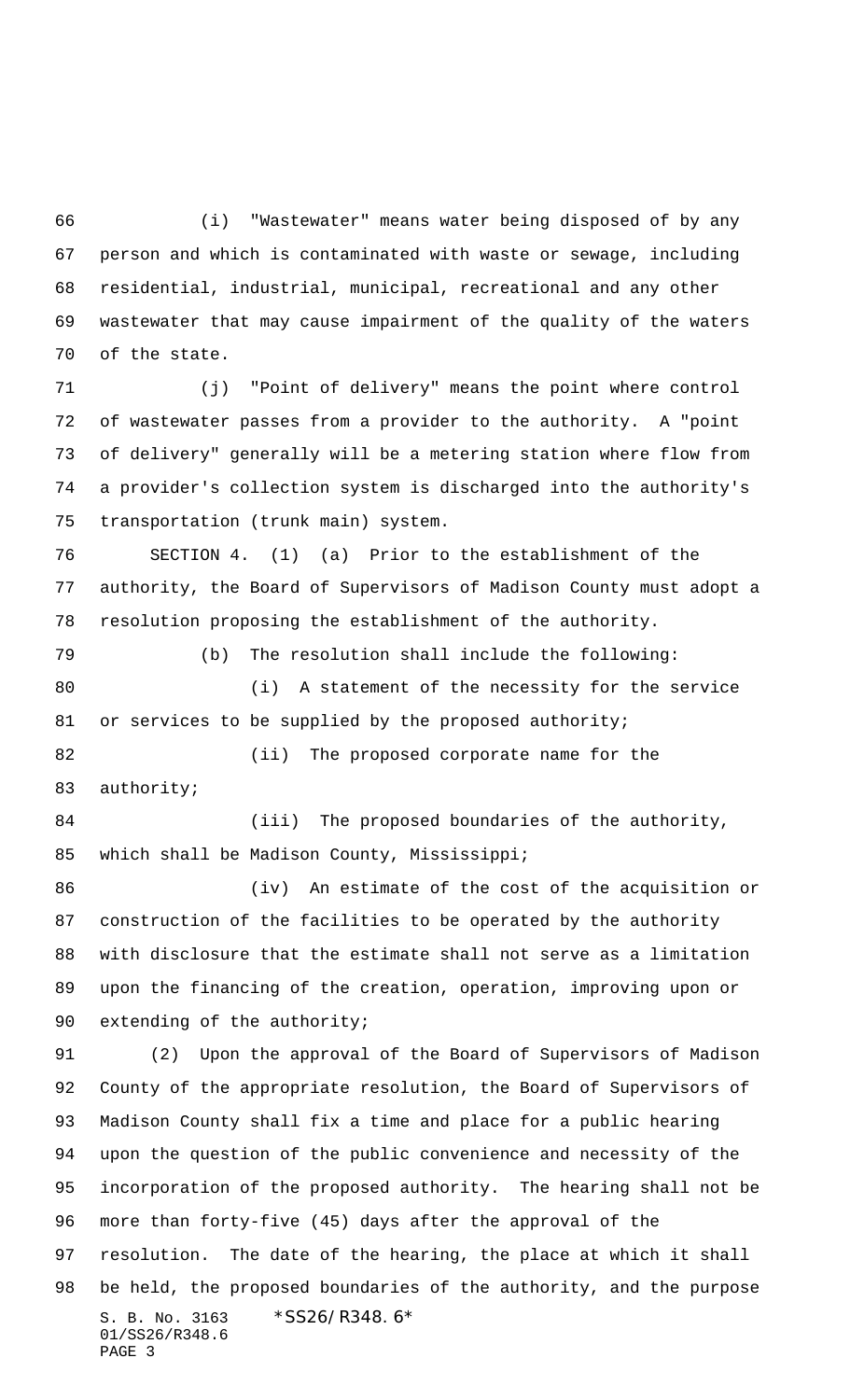(i) "Wastewater" means water being disposed of by any person and which is contaminated with waste or sewage, including residential, industrial, municipal, recreational and any other wastewater that may cause impairment of the quality of the waters of the state.

(j) "Point of delivery" means the point where control of wastewater passes from a provider to the authority. A "point of delivery" generally will be a metering station where flow from a provider's collection system is discharged into the authority's transportation (trunk main) system.

SECTION 4. (1) (a) Prior to the establishment of the authority, the Board of Supervisors of Madison County must adopt a resolution proposing the establishment of the authority.

(b) The resolution shall include the following:

(i) A statement of the necessity for the service or services to be supplied by the proposed authority;

(ii) The proposed corporate name for the authority;

(iii) The proposed boundaries of the authority, which shall be Madison County, Mississippi;

(iv) An estimate of the cost of the acquisition or construction of the facilities to be operated by the authority with disclosure that the estimate shall not serve as a limitation upon the financing of the creation, operation, improving upon or extending of the authority;

(2) Upon the approval of the Board of Supervisors of Madison County of the appropriate resolution, the Board of Supervisors of Madison County shall fix a time and place for a public hearing upon the question of the public convenience and necessity of the incorporation of the proposed authority. The hearing shall not be more than forty-five (45) days after the approval of the resolution. The date of the hearing, the place at which it shall be held, the proposed boundaries of the authority, and the purpose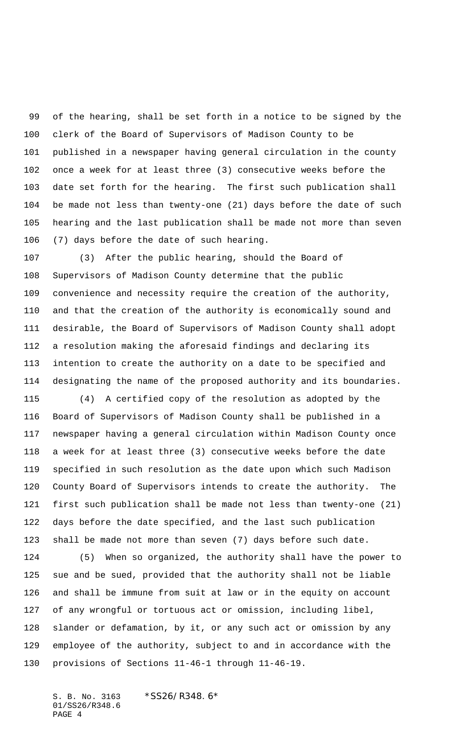of the hearing, shall be set forth in a notice to be signed by the clerk of the Board of Supervisors of Madison County to be published in a newspaper having general circulation in the county once a week for at least three (3) consecutive weeks before the date set forth for the hearing. The first such publication shall be made not less than twenty-one (21) days before the date of such hearing and the last publication shall be made not more than seven (7) days before the date of such hearing.

(3) After the public hearing, should the Board of Supervisors of Madison County determine that the public convenience and necessity require the creation of the authority, and that the creation of the authority is economically sound and desirable, the Board of Supervisors of Madison County shall adopt a resolution making the aforesaid findings and declaring its intention to create the authority on a date to be specified and designating the name of the proposed authority and its boundaries.

(4) A certified copy of the resolution as adopted by the Board of Supervisors of Madison County shall be published in a newspaper having a general circulation within Madison County once a week for at least three (3) consecutive weeks before the date specified in such resolution as the date upon which such Madison County Board of Supervisors intends to create the authority. The first such publication shall be made not less than twenty-one (21) days before the date specified, and the last such publication shall be made not more than seven (7) days before such date.

(5) When so organized, the authority shall have the power to sue and be sued, provided that the authority shall not be liable and shall be immune from suit at law or in the equity on account of any wrongful or tortuous act or omission, including libel, slander or defamation, by it, or any such act or omission by any employee of the authority, subject to and in accordance with the provisions of Sections 11-46-1 through 11-46-19.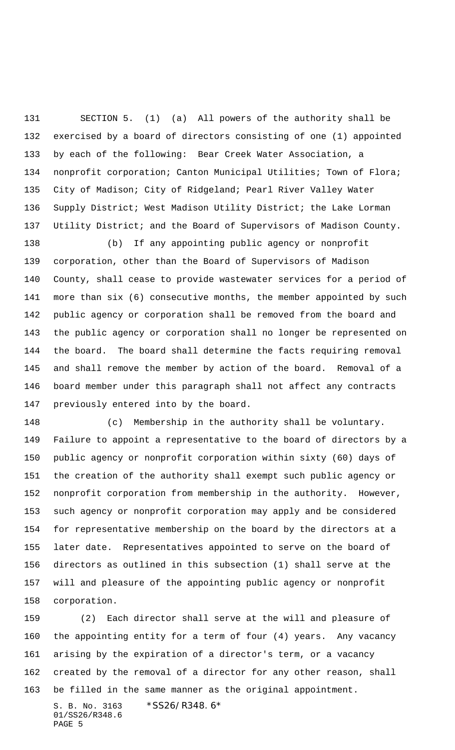SECTION 5. (1) (a) All powers of the authority shall be exercised by a board of directors consisting of one (1) appointed by each of the following: Bear Creek Water Association, a nonprofit corporation; Canton Municipal Utilities; Town of Flora; City of Madison; City of Ridgeland; Pearl River Valley Water Supply District; West Madison Utility District; the Lake Lorman Utility District; and the Board of Supervisors of Madison County.

(b) If any appointing public agency or nonprofit corporation, other than the Board of Supervisors of Madison County, shall cease to provide wastewater services for a period of more than six (6) consecutive months, the member appointed by such public agency or corporation shall be removed from the board and the public agency or corporation shall no longer be represented on the board. The board shall determine the facts requiring removal and shall remove the member by action of the board. Removal of a board member under this paragraph shall not affect any contracts previously entered into by the board.

(c) Membership in the authority shall be voluntary. Failure to appoint a representative to the board of directors by a public agency or nonprofit corporation within sixty (60) days of the creation of the authority shall exempt such public agency or nonprofit corporation from membership in the authority. However, such agency or nonprofit corporation may apply and be considered for representative membership on the board by the directors at a later date. Representatives appointed to serve on the board of directors as outlined in this subsection (1) shall serve at the will and pleasure of the appointing public agency or nonprofit corporation.

(2) Each director shall serve at the will and pleasure of the appointing entity for a term of four (4) years. Any vacancy arising by the expiration of a director's term, or a vacancy created by the removal of a director for any other reason, shall be filled in the same manner as the original appointment.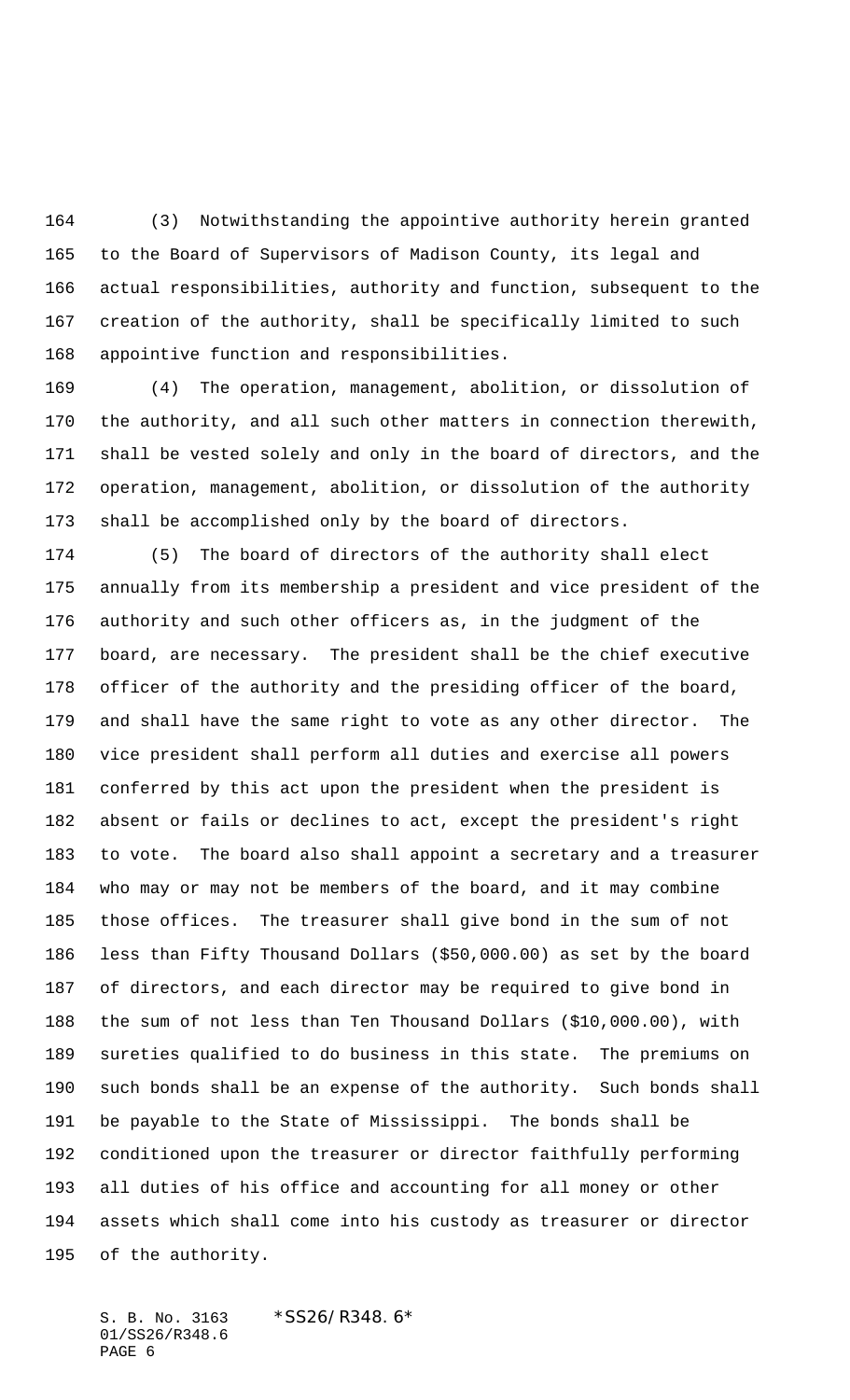(3) Notwithstanding the appointive authority herein granted to the Board of Supervisors of Madison County, its legal and actual responsibilities, authority and function, subsequent to the creation of the authority, shall be specifically limited to such appointive function and responsibilities.

(4) The operation, management, abolition, or dissolution of the authority, and all such other matters in connection therewith, shall be vested solely and only in the board of directors, and the operation, management, abolition, or dissolution of the authority shall be accomplished only by the board of directors.

(5) The board of directors of the authority shall elect annually from its membership a president and vice president of the authority and such other officers as, in the judgment of the board, are necessary. The president shall be the chief executive officer of the authority and the presiding officer of the board, and shall have the same right to vote as any other director. The vice president shall perform all duties and exercise all powers conferred by this act upon the president when the president is absent or fails or declines to act, except the president's right to vote. The board also shall appoint a secretary and a treasurer who may or may not be members of the board, and it may combine those offices. The treasurer shall give bond in the sum of not less than Fifty Thousand Dollars ($50,000.00) as set by the board of directors, and each director may be required to give bond in the sum of not less than Ten Thousand Dollars ($10,000.00), with sureties qualified to do business in this state. The premiums on such bonds shall be an expense of the authority. Such bonds shall be payable to the State of Mississippi. The bonds shall be conditioned upon the treasurer or director faithfully performing all duties of his office and accounting for all money or other assets which shall come into his custody as treasurer or director of the authority.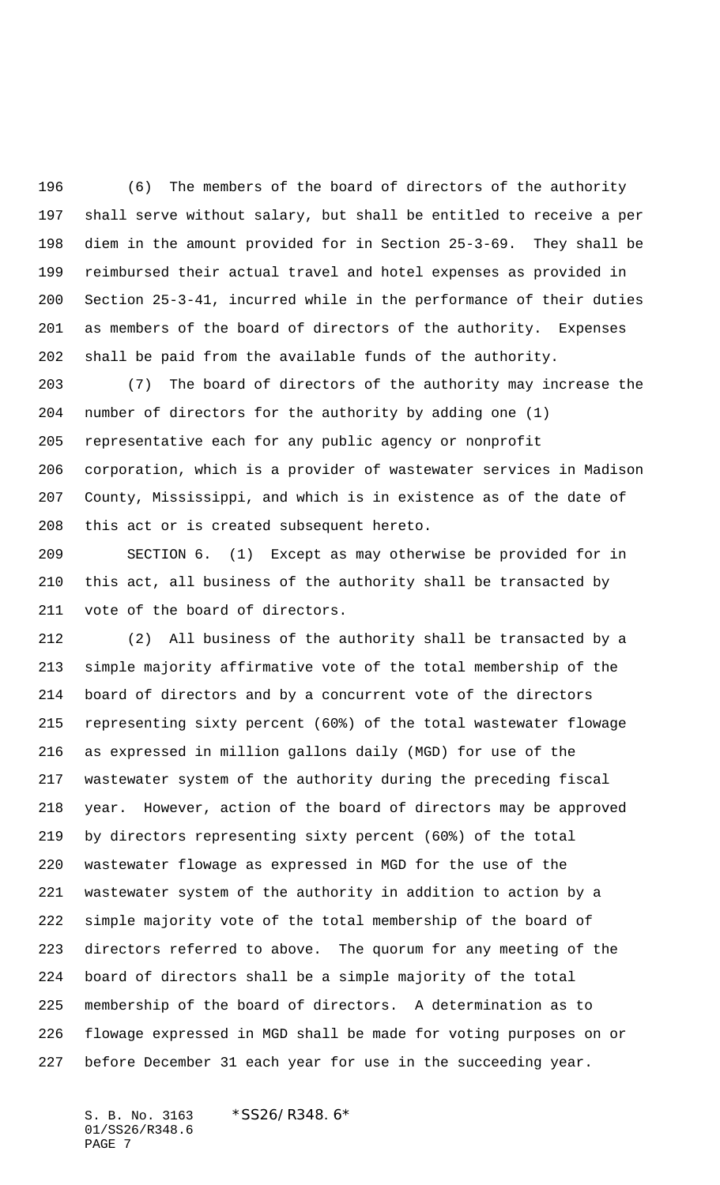(6) The members of the board of directors of the authority shall serve without salary, but shall be entitled to receive a per diem in the amount provided for in Section 25-3-69. They shall be reimbursed their actual travel and hotel expenses as provided in Section 25-3-41, incurred while in the performance of their duties as members of the board of directors of the authority. Expenses shall be paid from the available funds of the authority.

(7) The board of directors of the authority may increase the number of directors for the authority by adding one (1) representative each for any public agency or nonprofit corporation, which is a provider of wastewater services in Madison County, Mississippi, and which is in existence as of the date of this act or is created subsequent hereto.

SECTION 6. (1) Except as may otherwise be provided for in this act, all business of the authority shall be transacted by vote of the board of directors.

(2) All business of the authority shall be transacted by a simple majority affirmative vote of the total membership of the board of directors and by a concurrent vote of the directors representing sixty percent (60%) of the total wastewater flowage as expressed in million gallons daily (MGD) for use of the wastewater system of the authority during the preceding fiscal year. However, action of the board of directors may be approved by directors representing sixty percent (60%) of the total wastewater flowage as expressed in MGD for the use of the wastewater system of the authority in addition to action by a simple majority vote of the total membership of the board of directors referred to above. The quorum for any meeting of the board of directors shall be a simple majority of the total membership of the board of directors. A determination as to flowage expressed in MGD shall be made for voting purposes on or before December 31 each year for use in the succeeding year.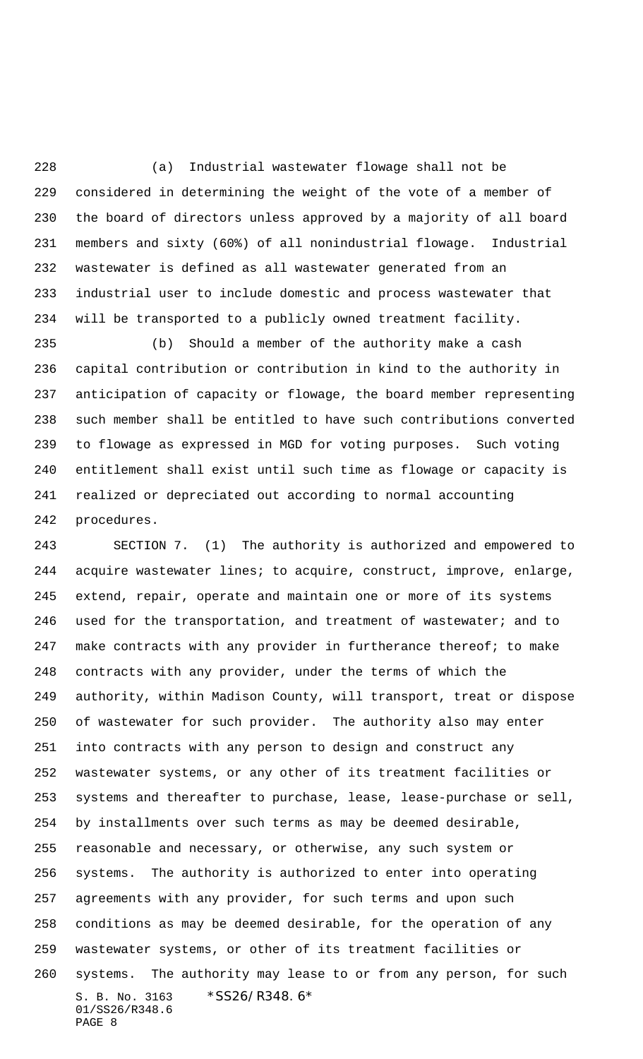(a) Industrial wastewater flowage shall not be considered in determining the weight of the vote of a member of the board of directors unless approved by a majority of all board members and sixty (60%) of all nonindustrial flowage. Industrial wastewater is defined as all wastewater generated from an industrial user to include domestic and process wastewater that will be transported to a publicly owned treatment facility.

(b) Should a member of the authority make a cash capital contribution or contribution in kind to the authority in anticipation of capacity or flowage, the board member representing such member shall be entitled to have such contributions converted to flowage as expressed in MGD for voting purposes. Such voting entitlement shall exist until such time as flowage or capacity is realized or depreciated out according to normal accounting procedures.

SECTION 7. (1) The authority is authorized and empowered to acquire wastewater lines; to acquire, construct, improve, enlarge, extend, repair, operate and maintain one or more of its systems used for the transportation, and treatment of wastewater; and to make contracts with any provider in furtherance thereof; to make contracts with any provider, under the terms of which the authority, within Madison County, will transport, treat or dispose of wastewater for such provider. The authority also may enter into contracts with any person to design and construct any wastewater systems, or any other of its treatment facilities or systems and thereafter to purchase, lease, lease-purchase or sell, by installments over such terms as may be deemed desirable, reasonable and necessary, or otherwise, any such system or systems. The authority is authorized to enter into operating agreements with any provider, for such terms and upon such conditions as may be deemed desirable, for the operation of any wastewater systems, or other of its treatment facilities or systems. The authority may lease to or from any person, for such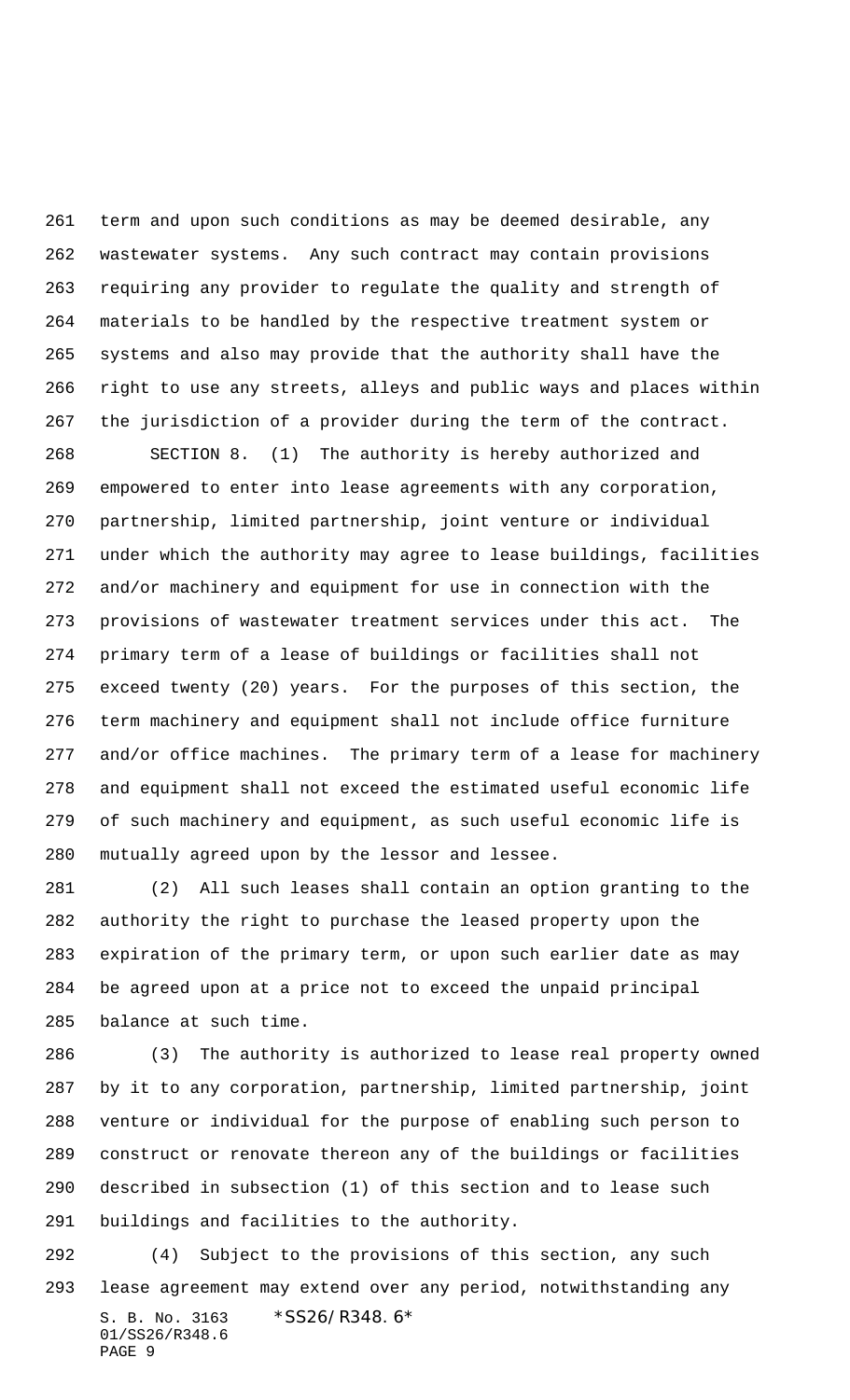term and upon such conditions as may be deemed desirable, any wastewater systems. Any such contract may contain provisions requiring any provider to regulate the quality and strength of materials to be handled by the respective treatment system or systems and also may provide that the authority shall have the right to use any streets, alleys and public ways and places within the jurisdiction of a provider during the term of the contract.

SECTION 8. (1) The authority is hereby authorized and empowered to enter into lease agreements with any corporation, partnership, limited partnership, joint venture or individual under which the authority may agree to lease buildings, facilities and/or machinery and equipment for use in connection with the provisions of wastewater treatment services under this act. The primary term of a lease of buildings or facilities shall not exceed twenty (20) years. For the purposes of this section, the term machinery and equipment shall not include office furniture and/or office machines. The primary term of a lease for machinery and equipment shall not exceed the estimated useful economic life of such machinery and equipment, as such useful economic life is mutually agreed upon by the lessor and lessee.

(2) All such leases shall contain an option granting to the authority the right to purchase the leased property upon the expiration of the primary term, or upon such earlier date as may be agreed upon at a price not to exceed the unpaid principal balance at such time.

(3) The authority is authorized to lease real property owned by it to any corporation, partnership, limited partnership, joint venture or individual for the purpose of enabling such person to construct or renovate thereon any of the buildings or facilities described in subsection (1) of this section and to lease such buildings and facilities to the authority.

(4) Subject to the provisions of this section, any such lease agreement may extend over any period, notwithstanding any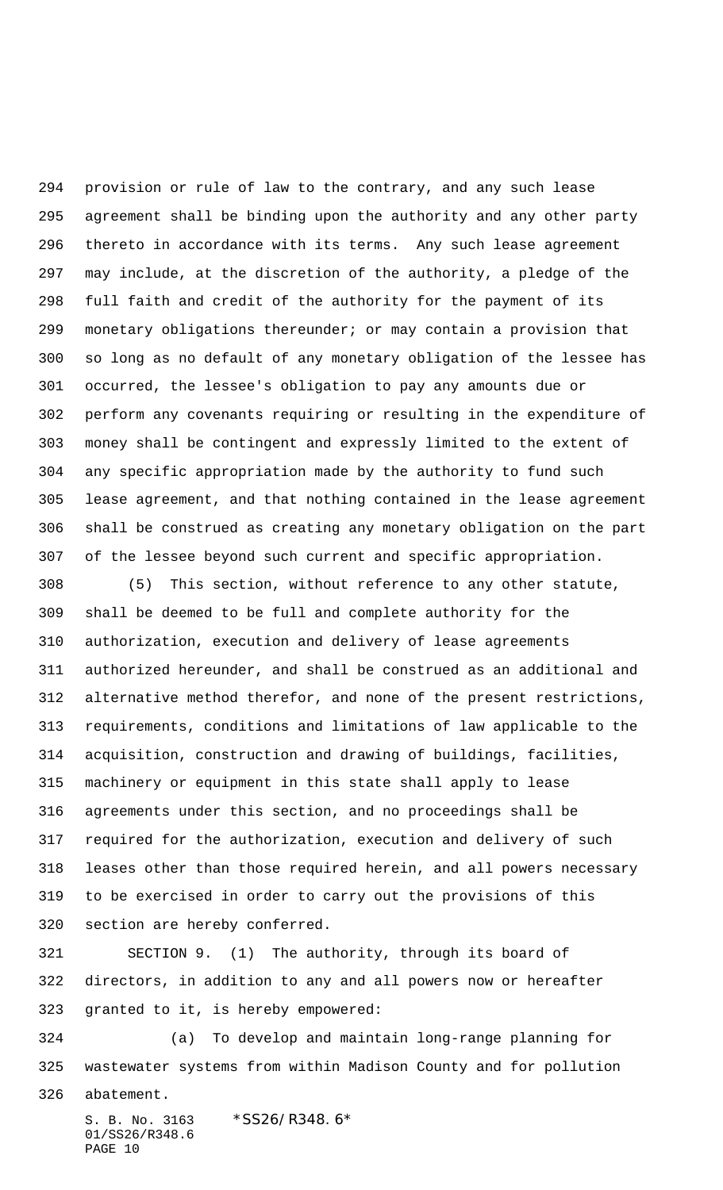provision or rule of law to the contrary, and any such lease agreement shall be binding upon the authority and any other party thereto in accordance with its terms. Any such lease agreement may include, at the discretion of the authority, a pledge of the full faith and credit of the authority for the payment of its monetary obligations thereunder; or may contain a provision that so long as no default of any monetary obligation of the lessee has occurred, the lessee's obligation to pay any amounts due or perform any covenants requiring or resulting in the expenditure of money shall be contingent and expressly limited to the extent of any specific appropriation made by the authority to fund such lease agreement, and that nothing contained in the lease agreement shall be construed as creating any monetary obligation on the part of the lessee beyond such current and specific appropriation.

(5) This section, without reference to any other statute, shall be deemed to be full and complete authority for the authorization, execution and delivery of lease agreements authorized hereunder, and shall be construed as an additional and alternative method therefor, and none of the present restrictions, requirements, conditions and limitations of law applicable to the acquisition, construction and drawing of buildings, facilities, machinery or equipment in this state shall apply to lease agreements under this section, and no proceedings shall be required for the authorization, execution and delivery of such leases other than those required herein, and all powers necessary to be exercised in order to carry out the provisions of this section are hereby conferred.

SECTION 9. (1) The authority, through its board of directors, in addition to any and all powers now or hereafter granted to it, is hereby empowered:

(a) To develop and maintain long-range planning for wastewater systems from within Madison County and for pollution abatement.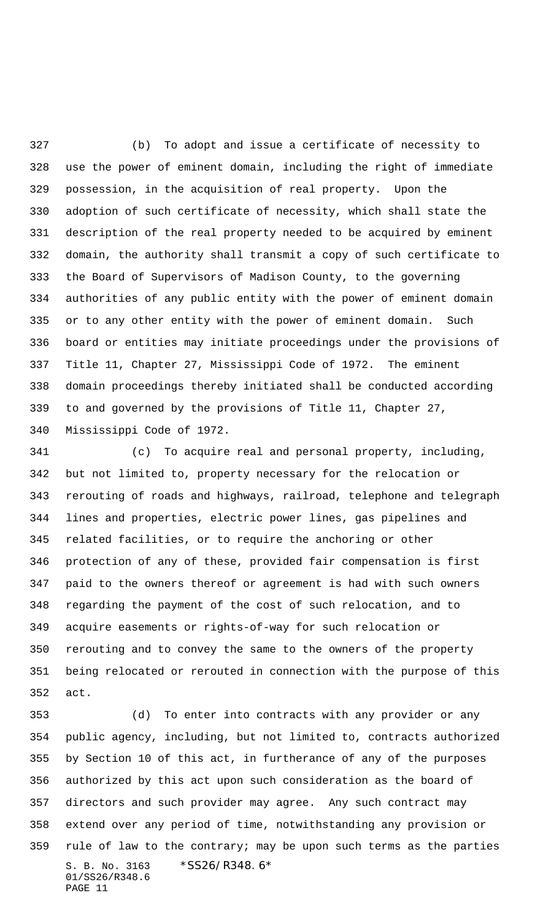(b) To adopt and issue a certificate of necessity to use the power of eminent domain, including the right of immediate possession, in the acquisition of real property. Upon the adoption of such certificate of necessity, which shall state the description of the real property needed to be acquired by eminent domain, the authority shall transmit a copy of such certificate to the Board of Supervisors of Madison County, to the governing authorities of any public entity with the power of eminent domain or to any other entity with the power of eminent domain. Such board or entities may initiate proceedings under the provisions of Title 11, Chapter 27, Mississippi Code of 1972. The eminent domain proceedings thereby initiated shall be conducted according to and governed by the provisions of Title 11, Chapter 27, Mississippi Code of 1972.

(c) To acquire real and personal property, including, but not limited to, property necessary for the relocation or rerouting of roads and highways, railroad, telephone and telegraph lines and properties, electric power lines, gas pipelines and related facilities, or to require the anchoring or other protection of any of these, provided fair compensation is first paid to the owners thereof or agreement is had with such owners regarding the payment of the cost of such relocation, and to acquire easements or rights-of-way for such relocation or rerouting and to convey the same to the owners of the property being relocated or rerouted in connection with the purpose of this act.

(d) To enter into contracts with any provider or any public agency, including, but not limited to, contracts authorized by Section 10 of this act, in furtherance of any of the purposes authorized by this act upon such consideration as the board of directors and such provider may agree. Any such contract may extend over any period of time, notwithstanding any provision or rule of law to the contrary; may be upon such terms as the parties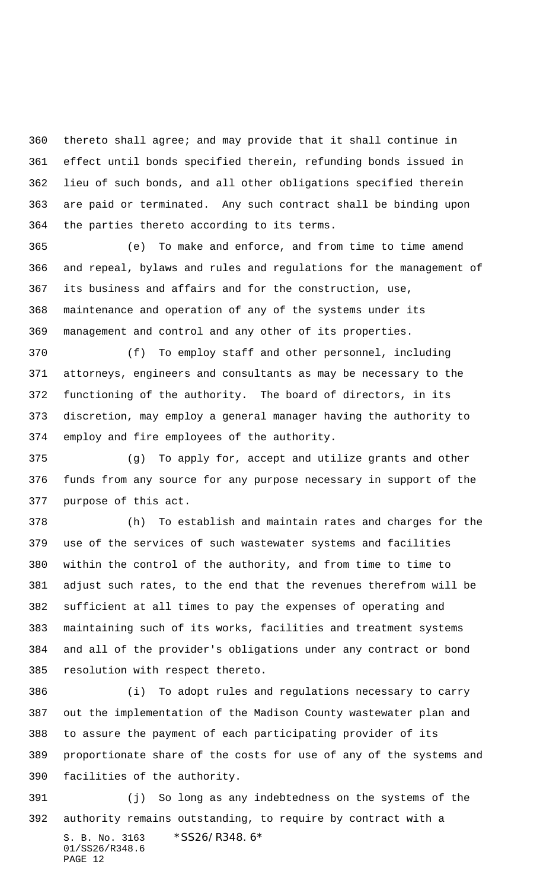thereto shall agree; and may provide that it shall continue in effect until bonds specified therein, refunding bonds issued in lieu of such bonds, and all other obligations specified therein are paid or terminated. Any such contract shall be binding upon the parties thereto according to its terms.

(e) To make and enforce, and from time to time amend and repeal, bylaws and rules and regulations for the management of its business and affairs and for the construction, use, maintenance and operation of any of the systems under its management and control and any other of its properties.

(f) To employ staff and other personnel, including attorneys, engineers and consultants as may be necessary to the functioning of the authority. The board of directors, in its discretion, may employ a general manager having the authority to employ and fire employees of the authority.

(g) To apply for, accept and utilize grants and other funds from any source for any purpose necessary in support of the purpose of this act.

(h) To establish and maintain rates and charges for the use of the services of such wastewater systems and facilities within the control of the authority, and from time to time to adjust such rates, to the end that the revenues therefrom will be sufficient at all times to pay the expenses of operating and maintaining such of its works, facilities and treatment systems and all of the provider's obligations under any contract or bond resolution with respect thereto.

(i) To adopt rules and regulations necessary to carry out the implementation of the Madison County wastewater plan and to assure the payment of each participating provider of its proportionate share of the costs for use of any of the systems and facilities of the authority.

(j) So long as any indebtedness on the systems of the authority remains outstanding, to require by contract with a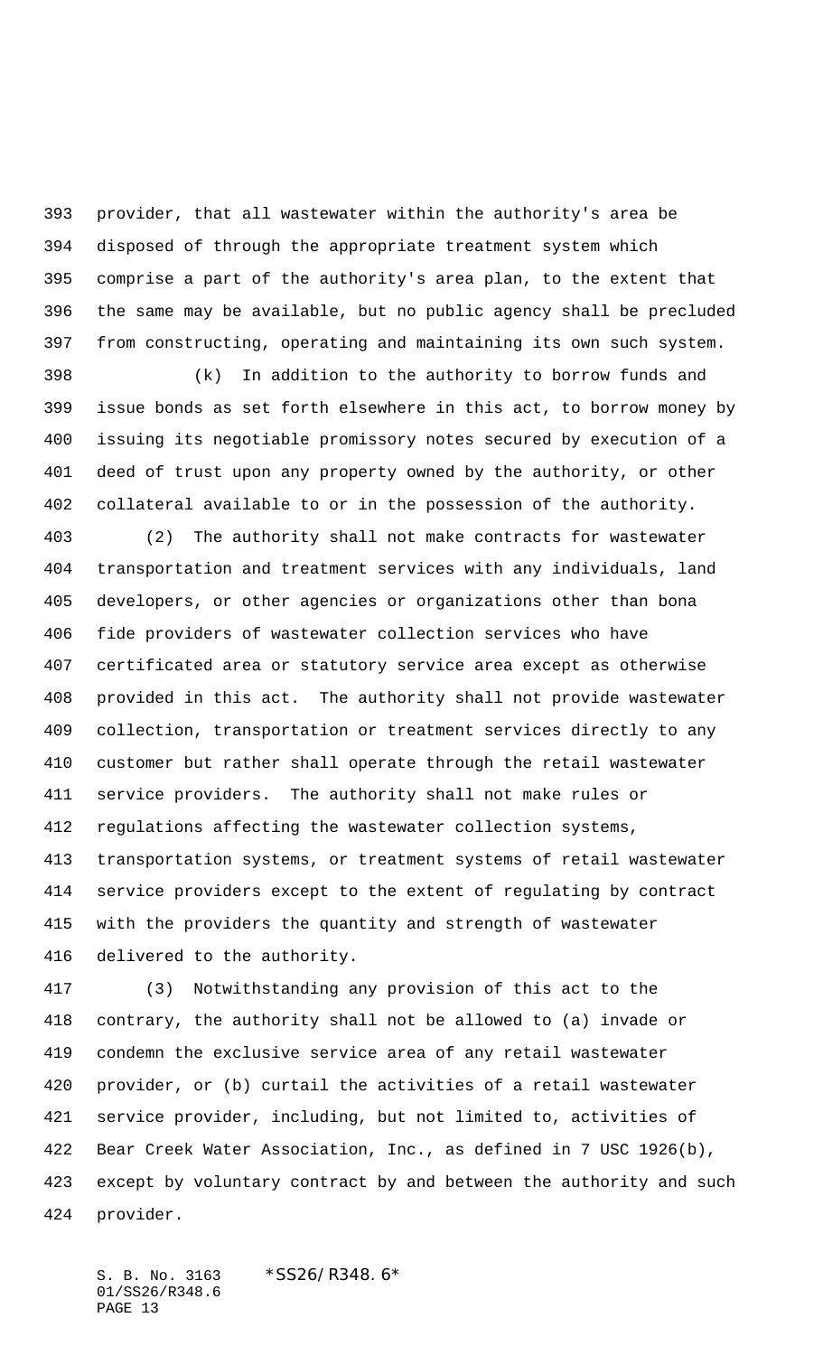provider, that all wastewater within the authority's area be disposed of through the appropriate treatment system which comprise a part of the authority's area plan, to the extent that the same may be available, but no public agency shall be precluded from constructing, operating and maintaining its own such system.

(k) In addition to the authority to borrow funds and issue bonds as set forth elsewhere in this act, to borrow money by issuing its negotiable promissory notes secured by execution of a deed of trust upon any property owned by the authority, or other collateral available to or in the possession of the authority.

(2) The authority shall not make contracts for wastewater transportation and treatment services with any individuals, land developers, or other agencies or organizations other than bona fide providers of wastewater collection services who have certificated area or statutory service area except as otherwise provided in this act. The authority shall not provide wastewater collection, transportation or treatment services directly to any customer but rather shall operate through the retail wastewater service providers. The authority shall not make rules or regulations affecting the wastewater collection systems, transportation systems, or treatment systems of retail wastewater service providers except to the extent of regulating by contract with the providers the quantity and strength of wastewater delivered to the authority.

(3) Notwithstanding any provision of this act to the contrary, the authority shall not be allowed to (a) invade or condemn the exclusive service area of any retail wastewater provider, or (b) curtail the activities of a retail wastewater service provider, including, but not limited to, activities of Bear Creek Water Association, Inc., as defined in 7 USC 1926(b), except by voluntary contract by and between the authority and such provider.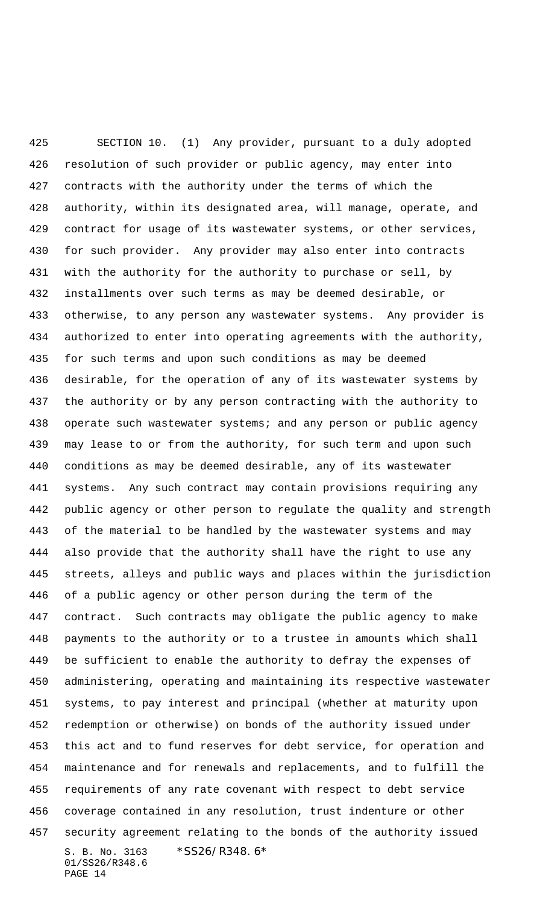SECTION 10. (1) Any provider, pursuant to a duly adopted resolution of such provider or public agency, may enter into contracts with the authority under the terms of which the authority, within its designated area, will manage, operate, and contract for usage of its wastewater systems, or other services, for such provider. Any provider may also enter into contracts with the authority for the authority to purchase or sell, by installments over such terms as may be deemed desirable, or otherwise, to any person any wastewater systems. Any provider is authorized to enter into operating agreements with the authority, for such terms and upon such conditions as may be deemed desirable, for the operation of any of its wastewater systems by the authority or by any person contracting with the authority to operate such wastewater systems; and any person or public agency may lease to or from the authority, for such term and upon such conditions as may be deemed desirable, any of its wastewater systems. Any such contract may contain provisions requiring any public agency or other person to regulate the quality and strength of the material to be handled by the wastewater systems and may also provide that the authority shall have the right to use any streets, alleys and public ways and places within the jurisdiction of a public agency or other person during the term of the contract. Such contracts may obligate the public agency to make payments to the authority or to a trustee in amounts which shall be sufficient to enable the authority to defray the expenses of administering, operating and maintaining its respective wastewater systems, to pay interest and principal (whether at maturity upon redemption or otherwise) on bonds of the authority issued under this act and to fund reserves for debt service, for operation and maintenance and for renewals and replacements, and to fulfill the requirements of any rate covenant with respect to debt service coverage contained in any resolution, trust indenture or other security agreement relating to the bonds of the authority issued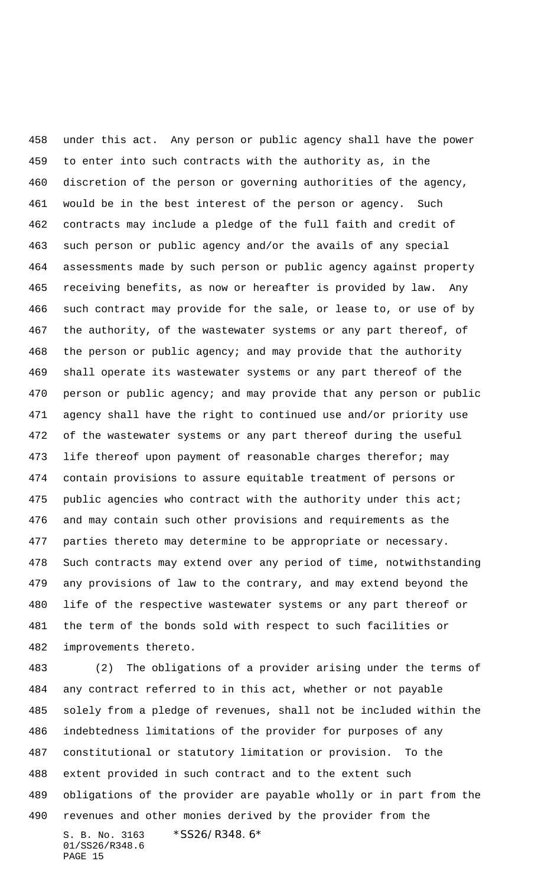under this act. Any person or public agency shall have the power to enter into such contracts with the authority as, in the discretion of the person or governing authorities of the agency, would be in the best interest of the person or agency. Such contracts may include a pledge of the full faith and credit of such person or public agency and/or the avails of any special assessments made by such person or public agency against property receiving benefits, as now or hereafter is provided by law. Any such contract may provide for the sale, or lease to, or use of by the authority, of the wastewater systems or any part thereof, of the person or public agency; and may provide that the authority shall operate its wastewater systems or any part thereof of the person or public agency; and may provide that any person or public agency shall have the right to continued use and/or priority use of the wastewater systems or any part thereof during the useful life thereof upon payment of reasonable charges therefor; may contain provisions to assure equitable treatment of persons or public agencies who contract with the authority under this act; and may contain such other provisions and requirements as the parties thereto may determine to be appropriate or necessary. Such contracts may extend over any period of time, notwithstanding any provisions of law to the contrary, and may extend beyond the life of the respective wastewater systems or any part thereof or the term of the bonds sold with respect to such facilities or improvements thereto.

(2) The obligations of a provider arising under the terms of any contract referred to in this act, whether or not payable solely from a pledge of revenues, shall not be included within the indebtedness limitations of the provider for purposes of any constitutional or statutory limitation or provision. To the extent provided in such contract and to the extent such obligations of the provider are payable wholly or in part from the revenues and other monies derived by the provider from the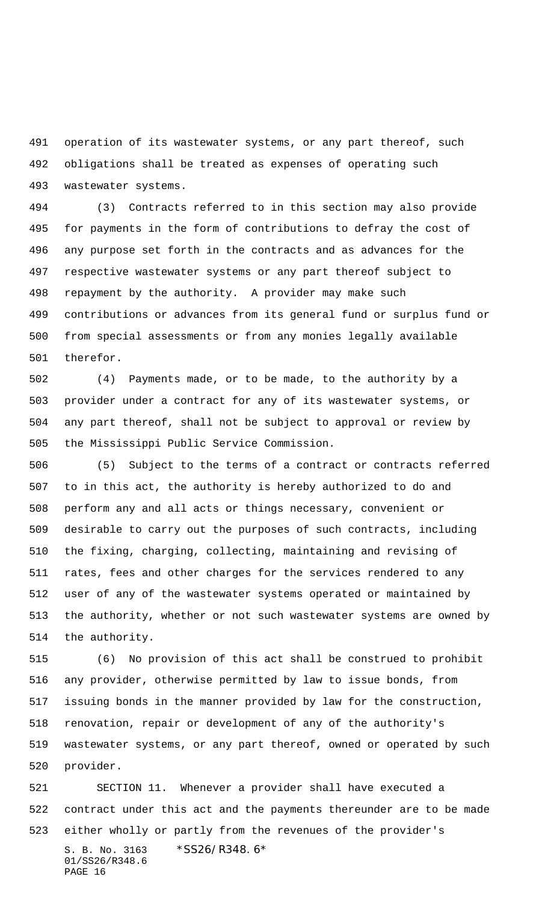operation of its wastewater systems, or any part thereof, such obligations shall be treated as expenses of operating such wastewater systems.

(3) Contracts referred to in this section may also provide for payments in the form of contributions to defray the cost of any purpose set forth in the contracts and as advances for the respective wastewater systems or any part thereof subject to repayment by the authority. A provider may make such contributions or advances from its general fund or surplus fund or from special assessments or from any monies legally available therefor.

(4) Payments made, or to be made, to the authority by a provider under a contract for any of its wastewater systems, or any part thereof, shall not be subject to approval or review by the Mississippi Public Service Commission.

(5) Subject to the terms of a contract or contracts referred to in this act, the authority is hereby authorized to do and perform any and all acts or things necessary, convenient or desirable to carry out the purposes of such contracts, including the fixing, charging, collecting, maintaining and revising of rates, fees and other charges for the services rendered to any user of any of the wastewater systems operated or maintained by the authority, whether or not such wastewater systems are owned by the authority.

(6) No provision of this act shall be construed to prohibit any provider, otherwise permitted by law to issue bonds, from issuing bonds in the manner provided by law for the construction, renovation, repair or development of any of the authority's wastewater systems, or any part thereof, owned or operated by such provider.

SECTION 11. Whenever a provider shall have executed a contract under this act and the payments thereunder are to be made either wholly or partly from the revenues of the provider's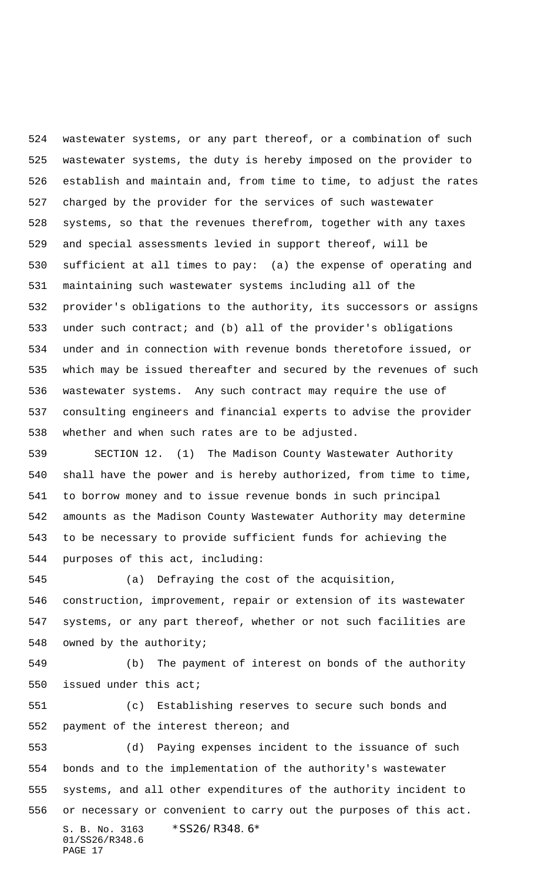wastewater systems, or any part thereof, or a combination of such wastewater systems, the duty is hereby imposed on the provider to establish and maintain and, from time to time, to adjust the rates charged by the provider for the services of such wastewater systems, so that the revenues therefrom, together with any taxes and special assessments levied in support thereof, will be sufficient at all times to pay: (a) the expense of operating and maintaining such wastewater systems including all of the provider's obligations to the authority, its successors or assigns under such contract; and (b) all of the provider's obligations under and in connection with revenue bonds theretofore issued, or which may be issued thereafter and secured by the revenues of such wastewater systems. Any such contract may require the use of consulting engineers and financial experts to advise the provider whether and when such rates are to be adjusted.

SECTION 12. (1) The Madison County Wastewater Authority shall have the power and is hereby authorized, from time to time, to borrow money and to issue revenue bonds in such principal amounts as the Madison County Wastewater Authority may determine to be necessary to provide sufficient funds for achieving the purposes of this act, including:

(a) Defraying the cost of the acquisition, construction, improvement, repair or extension of its wastewater systems, or any part thereof, whether or not such facilities are owned by the authority;

(b) The payment of interest on bonds of the authority issued under this act;

(c) Establishing reserves to secure such bonds and payment of the interest thereon; and

(d) Paying expenses incident to the issuance of such bonds and to the implementation of the authority's wastewater systems, and all other expenditures of the authority incident to or necessary or convenient to carry out the purposes of this act.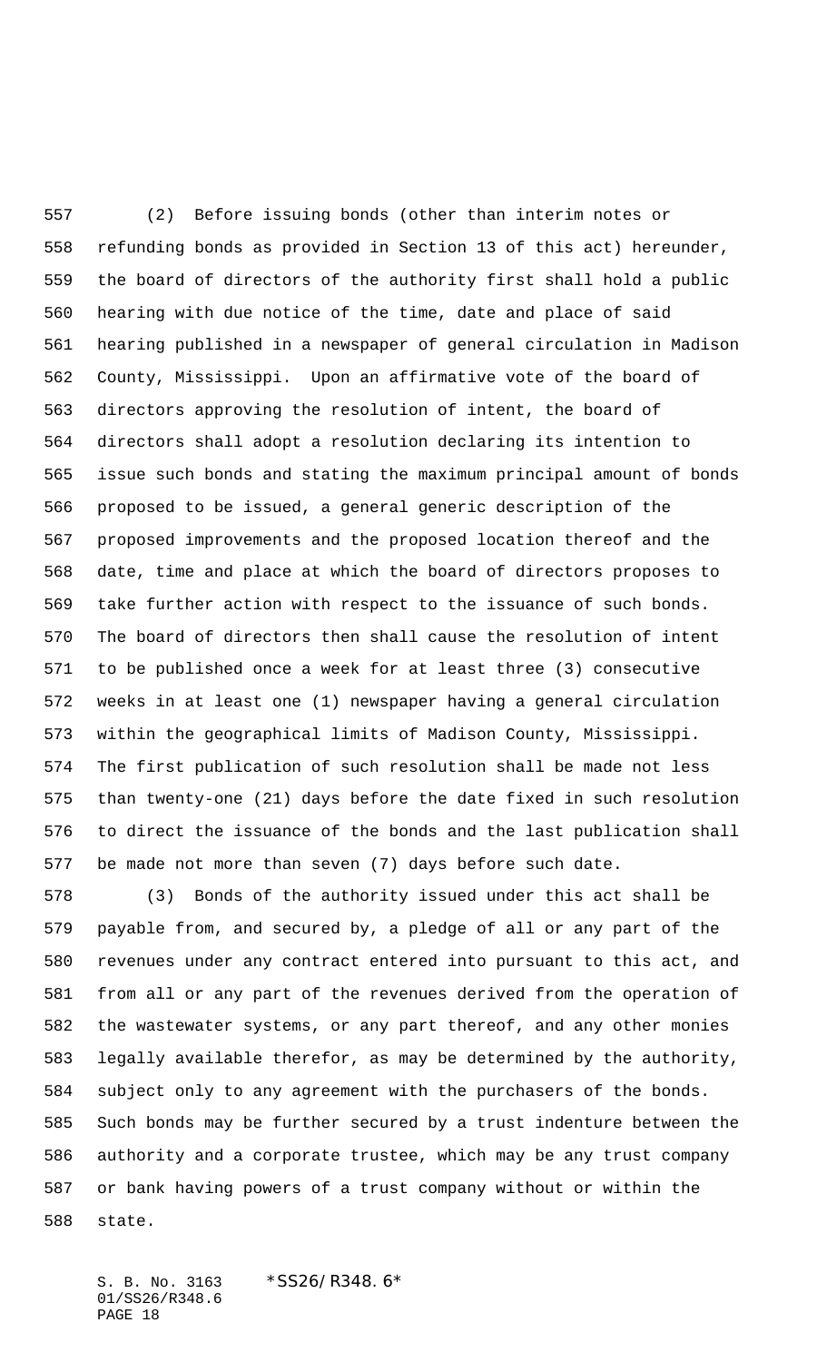(2) Before issuing bonds (other than interim notes or refunding bonds as provided in Section 13 of this act) hereunder, the board of directors of the authority first shall hold a public hearing with due notice of the time, date and place of said hearing published in a newspaper of general circulation in Madison County, Mississippi. Upon an affirmative vote of the board of directors approving the resolution of intent, the board of directors shall adopt a resolution declaring its intention to issue such bonds and stating the maximum principal amount of bonds proposed to be issued, a general generic description of the proposed improvements and the proposed location thereof and the date, time and place at which the board of directors proposes to take further action with respect to the issuance of such bonds. The board of directors then shall cause the resolution of intent to be published once a week for at least three (3) consecutive weeks in at least one (1) newspaper having a general circulation within the geographical limits of Madison County, Mississippi. The first publication of such resolution shall be made not less than twenty-one (21) days before the date fixed in such resolution to direct the issuance of the bonds and the last publication shall be made not more than seven (7) days before such date.

(3) Bonds of the authority issued under this act shall be payable from, and secured by, a pledge of all or any part of the revenues under any contract entered into pursuant to this act, and from all or any part of the revenues derived from the operation of the wastewater systems, or any part thereof, and any other monies legally available therefor, as may be determined by the authority, subject only to any agreement with the purchasers of the bonds. Such bonds may be further secured by a trust indenture between the authority and a corporate trustee, which may be any trust company or bank having powers of a trust company without or within the state.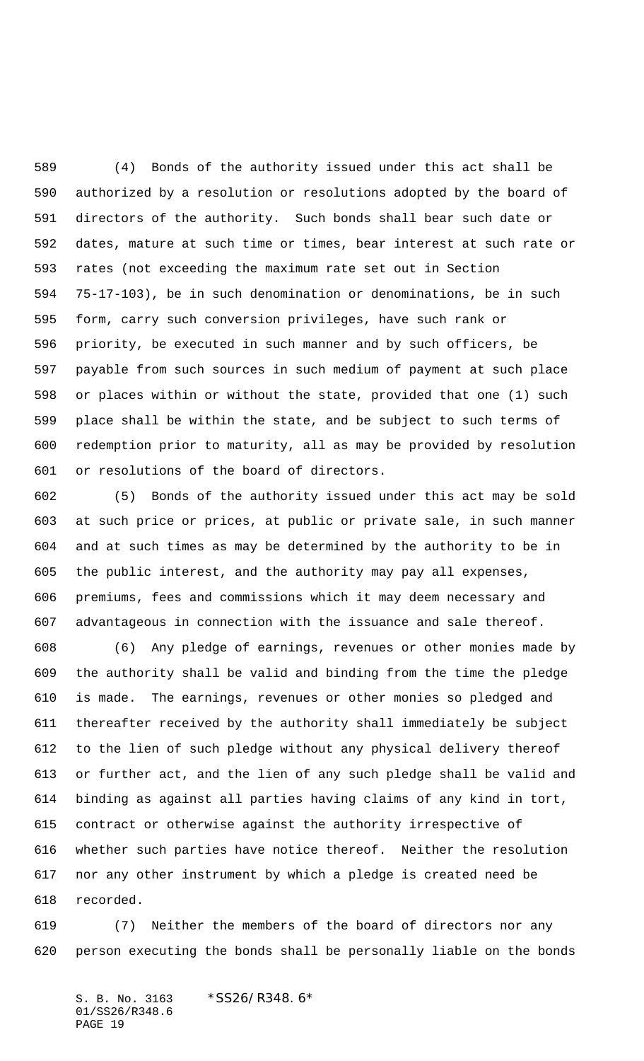(4) Bonds of the authority issued under this act shall be authorized by a resolution or resolutions adopted by the board of directors of the authority. Such bonds shall bear such date or dates, mature at such time or times, bear interest at such rate or rates (not exceeding the maximum rate set out in Section 75-17-103), be in such denomination or denominations, be in such form, carry such conversion privileges, have such rank or priority, be executed in such manner and by such officers, be payable from such sources in such medium of payment at such place or places within or without the state, provided that one (1) such place shall be within the state, and be subject to such terms of redemption prior to maturity, all as may be provided by resolution or resolutions of the board of directors.

(5) Bonds of the authority issued under this act may be sold at such price or prices, at public or private sale, in such manner and at such times as may be determined by the authority to be in the public interest, and the authority may pay all expenses, premiums, fees and commissions which it may deem necessary and advantageous in connection with the issuance and sale thereof.

(6) Any pledge of earnings, revenues or other monies made by the authority shall be valid and binding from the time the pledge is made. The earnings, revenues or other monies so pledged and thereafter received by the authority shall immediately be subject to the lien of such pledge without any physical delivery thereof or further act, and the lien of any such pledge shall be valid and binding as against all parties having claims of any kind in tort, contract or otherwise against the authority irrespective of whether such parties have notice thereof. Neither the resolution nor any other instrument by which a pledge is created need be recorded.

(7) Neither the members of the board of directors nor any person executing the bonds shall be personally liable on the bonds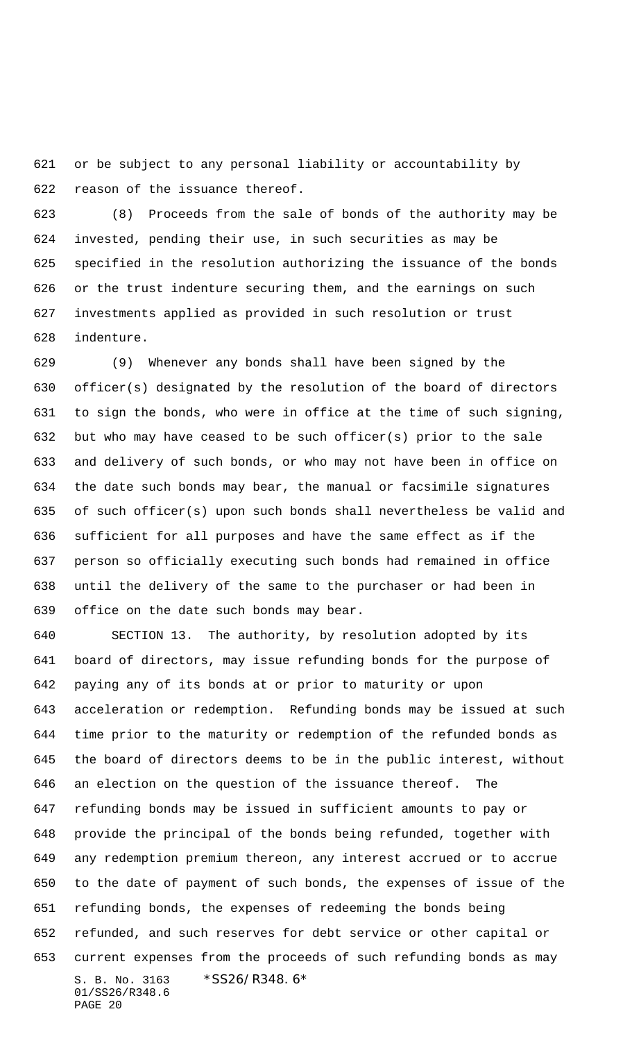or be subject to any personal liability or accountability by reason of the issuance thereof.

(8) Proceeds from the sale of bonds of the authority may be invested, pending their use, in such securities as may be specified in the resolution authorizing the issuance of the bonds or the trust indenture securing them, and the earnings on such investments applied as provided in such resolution or trust indenture.

(9) Whenever any bonds shall have been signed by the officer(s) designated by the resolution of the board of directors to sign the bonds, who were in office at the time of such signing, but who may have ceased to be such officer(s) prior to the sale and delivery of such bonds, or who may not have been in office on the date such bonds may bear, the manual or facsimile signatures of such officer(s) upon such bonds shall nevertheless be valid and sufficient for all purposes and have the same effect as if the person so officially executing such bonds had remained in office until the delivery of the same to the purchaser or had been in office on the date such bonds may bear.

SECTION 13. The authority, by resolution adopted by its board of directors, may issue refunding bonds for the purpose of paying any of its bonds at or prior to maturity or upon acceleration or redemption. Refunding bonds may be issued at such time prior to the maturity or redemption of the refunded bonds as the board of directors deems to be in the public interest, without an election on the question of the issuance thereof. The refunding bonds may be issued in sufficient amounts to pay or provide the principal of the bonds being refunded, together with any redemption premium thereon, any interest accrued or to accrue to the date of payment of such bonds, the expenses of issue of the refunding bonds, the expenses of redeeming the bonds being refunded, and such reserves for debt service or other capital or current expenses from the proceeds of such refunding bonds as may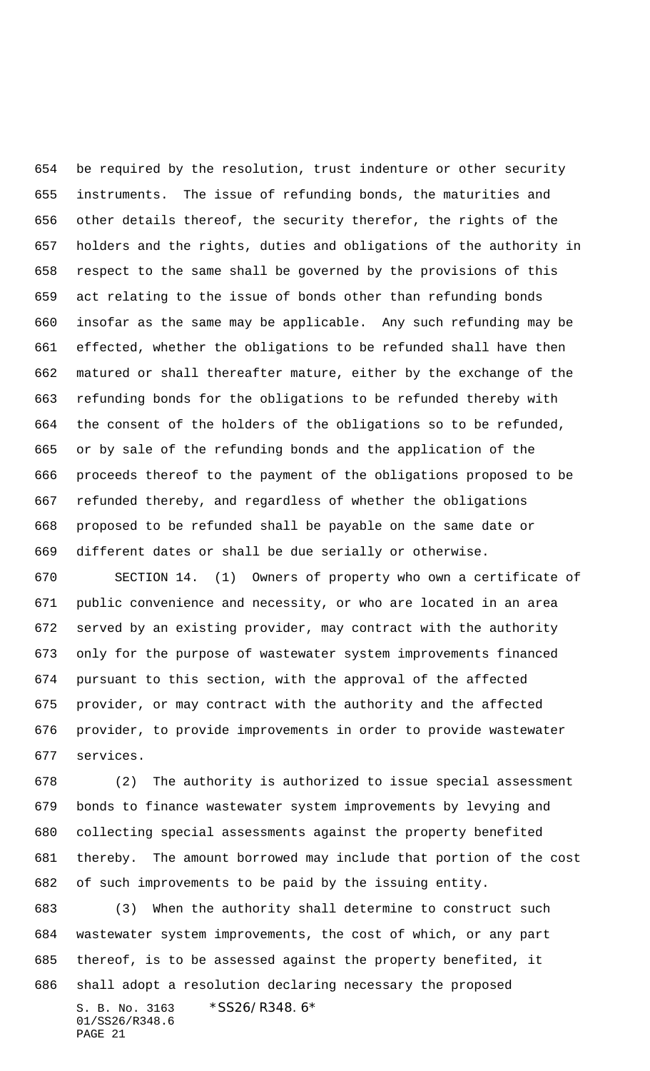be required by the resolution, trust indenture or other security instruments. The issue of refunding bonds, the maturities and other details thereof, the security therefor, the rights of the holders and the rights, duties and obligations of the authority in respect to the same shall be governed by the provisions of this act relating to the issue of bonds other than refunding bonds insofar as the same may be applicable. Any such refunding may be effected, whether the obligations to be refunded shall have then matured or shall thereafter mature, either by the exchange of the refunding bonds for the obligations to be refunded thereby with the consent of the holders of the obligations so to be refunded, or by sale of the refunding bonds and the application of the proceeds thereof to the payment of the obligations proposed to be refunded thereby, and regardless of whether the obligations proposed to be refunded shall be payable on the same date or different dates or shall be due serially or otherwise.

SECTION 14. (1) Owners of property who own a certificate of public convenience and necessity, or who are located in an area served by an existing provider, may contract with the authority only for the purpose of wastewater system improvements financed pursuant to this section, with the approval of the affected provider, or may contract with the authority and the affected provider, to provide improvements in order to provide wastewater services.

(2) The authority is authorized to issue special assessment bonds to finance wastewater system improvements by levying and collecting special assessments against the property benefited thereby. The amount borrowed may include that portion of the cost of such improvements to be paid by the issuing entity.

(3) When the authority shall determine to construct such wastewater system improvements, the cost of which, or any part thereof, is to be assessed against the property benefited, it shall adopt a resolution declaring necessary the proposed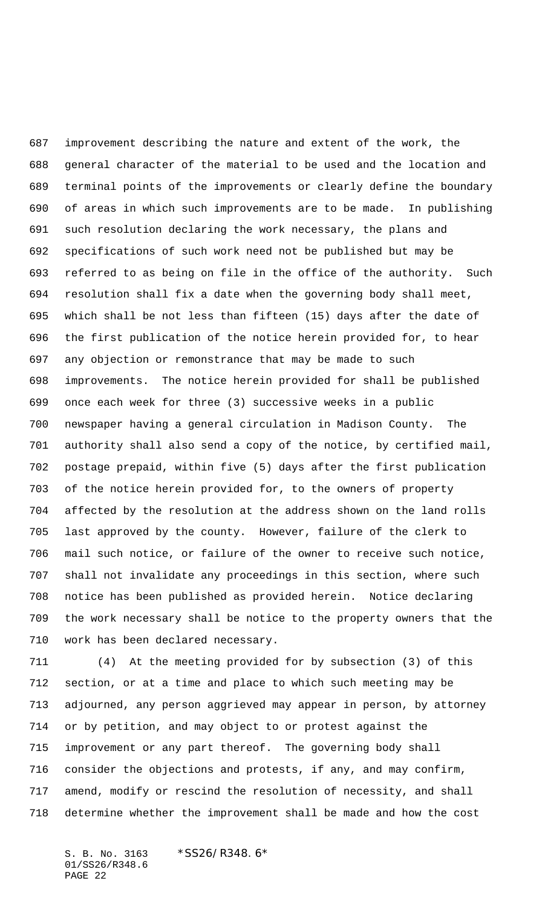improvement describing the nature and extent of the work, the general character of the material to be used and the location and terminal points of the improvements or clearly define the boundary of areas in which such improvements are to be made. In publishing such resolution declaring the work necessary, the plans and specifications of such work need not be published but may be referred to as being on file in the office of the authority. Such resolution shall fix a date when the governing body shall meet, which shall be not less than fifteen (15) days after the date of the first publication of the notice herein provided for, to hear any objection or remonstrance that may be made to such improvements. The notice herein provided for shall be published once each week for three (3) successive weeks in a public newspaper having a general circulation in Madison County. The authority shall also send a copy of the notice, by certified mail, postage prepaid, within five (5) days after the first publication of the notice herein provided for, to the owners of property affected by the resolution at the address shown on the land rolls last approved by the county. However, failure of the clerk to mail such notice, or failure of the owner to receive such notice, shall not invalidate any proceedings in this section, where such notice has been published as provided herein. Notice declaring the work necessary shall be notice to the property owners that the work has been declared necessary.

(4) At the meeting provided for by subsection (3) of this section, or at a time and place to which such meeting may be adjourned, any person aggrieved may appear in person, by attorney or by petition, and may object to or protest against the improvement or any part thereof. The governing body shall consider the objections and protests, if any, and may confirm, amend, modify or rescind the resolution of necessity, and shall determine whether the improvement shall be made and how the cost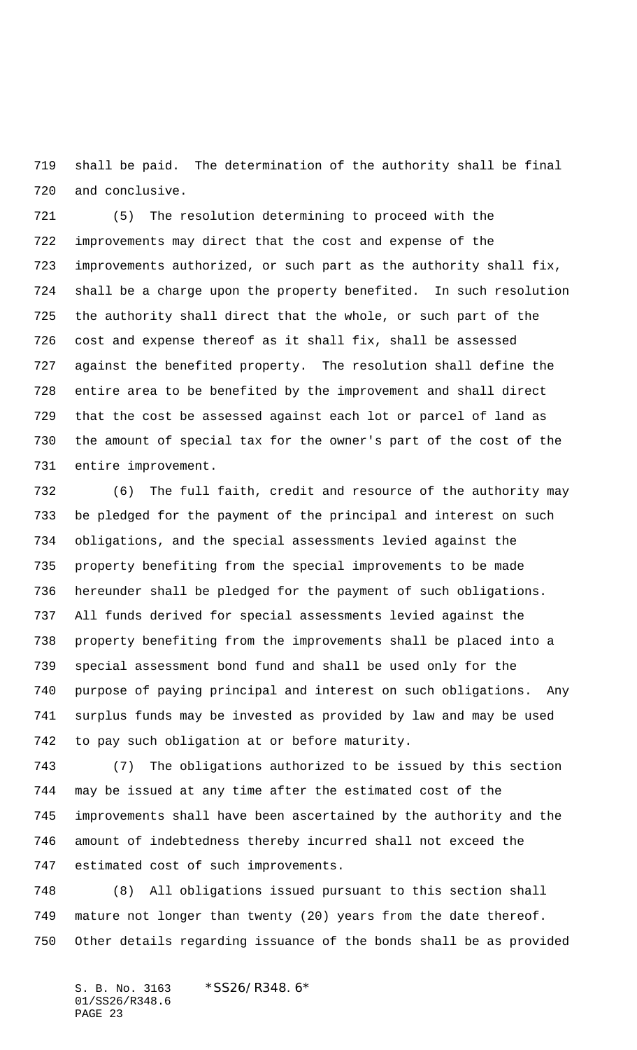shall be paid. The determination of the authority shall be final and conclusive.

(5) The resolution determining to proceed with the improvements may direct that the cost and expense of the improvements authorized, or such part as the authority shall fix, shall be a charge upon the property benefited. In such resolution the authority shall direct that the whole, or such part of the cost and expense thereof as it shall fix, shall be assessed against the benefited property. The resolution shall define the entire area to be benefited by the improvement and shall direct that the cost be assessed against each lot or parcel of land as the amount of special tax for the owner's part of the cost of the entire improvement.

(6) The full faith, credit and resource of the authority may be pledged for the payment of the principal and interest on such obligations, and the special assessments levied against the property benefiting from the special improvements to be made hereunder shall be pledged for the payment of such obligations. All funds derived for special assessments levied against the property benefiting from the improvements shall be placed into a special assessment bond fund and shall be used only for the purpose of paying principal and interest on such obligations. Any surplus funds may be invested as provided by law and may be used to pay such obligation at or before maturity.

(7) The obligations authorized to be issued by this section may be issued at any time after the estimated cost of the improvements shall have been ascertained by the authority and the amount of indebtedness thereby incurred shall not exceed the estimated cost of such improvements.

(8) All obligations issued pursuant to this section shall mature not longer than twenty (20) years from the date thereof. Other details regarding issuance of the bonds shall be as provided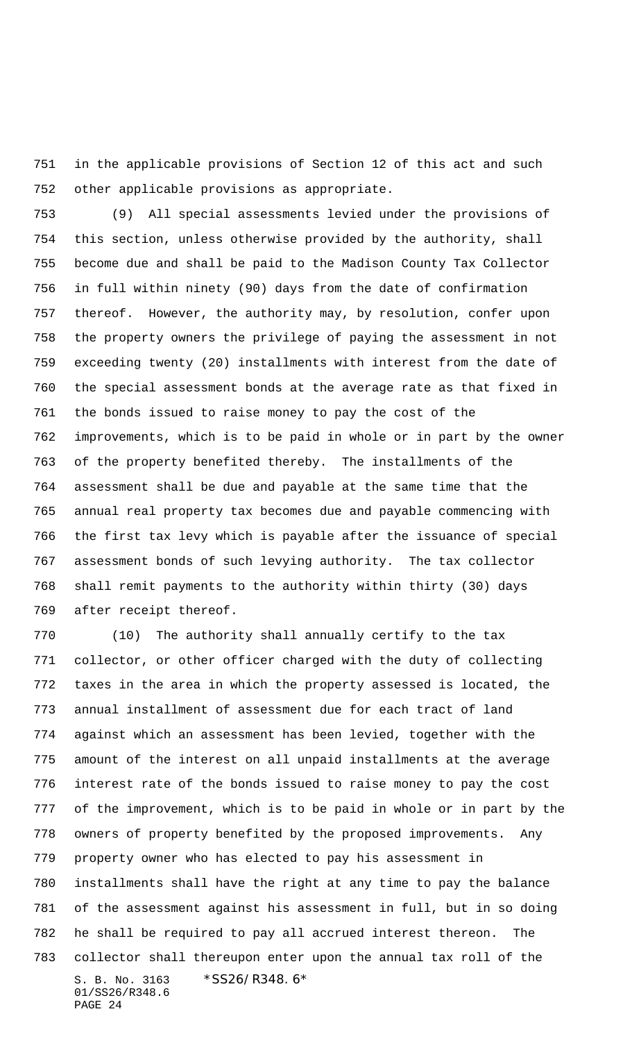in the applicable provisions of Section 12 of this act and such other applicable provisions as appropriate.

(9) All special assessments levied under the provisions of this section, unless otherwise provided by the authority, shall become due and shall be paid to the Madison County Tax Collector in full within ninety (90) days from the date of confirmation thereof. However, the authority may, by resolution, confer upon the property owners the privilege of paying the assessment in not exceeding twenty (20) installments with interest from the date of the special assessment bonds at the average rate as that fixed in the bonds issued to raise money to pay the cost of the improvements, which is to be paid in whole or in part by the owner of the property benefited thereby. The installments of the assessment shall be due and payable at the same time that the annual real property tax becomes due and payable commencing with the first tax levy which is payable after the issuance of special assessment bonds of such levying authority. The tax collector shall remit payments to the authority within thirty (30) days after receipt thereof.

(10) The authority shall annually certify to the tax collector, or other officer charged with the duty of collecting taxes in the area in which the property assessed is located, the annual installment of assessment due for each tract of land against which an assessment has been levied, together with the amount of the interest on all unpaid installments at the average interest rate of the bonds issued to raise money to pay the cost of the improvement, which is to be paid in whole or in part by the owners of property benefited by the proposed improvements. Any property owner who has elected to pay his assessment in installments shall have the right at any time to pay the balance of the assessment against his assessment in full, but in so doing he shall be required to pay all accrued interest thereon. The collector shall thereupon enter upon the annual tax roll of the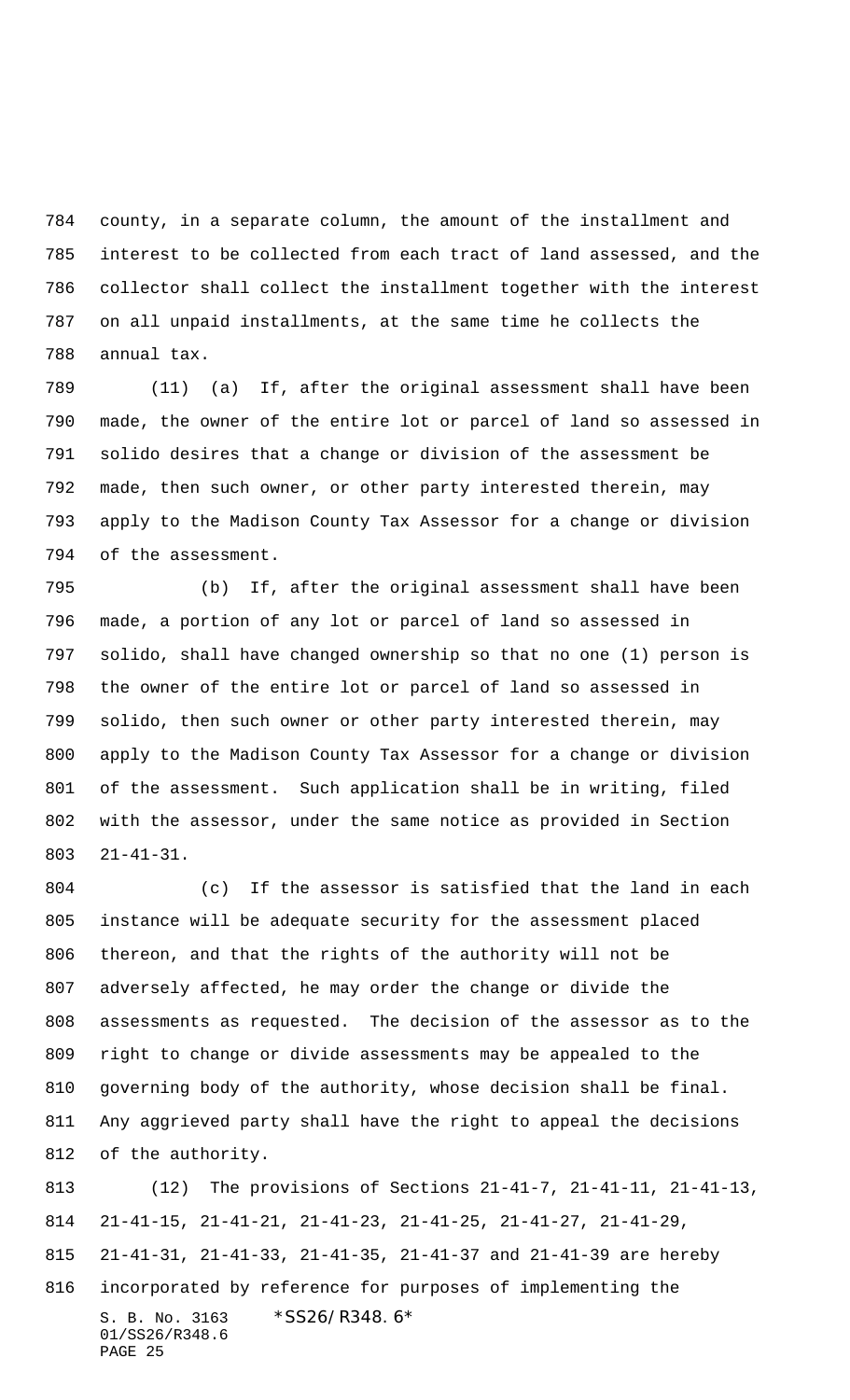county, in a separate column, the amount of the installment and interest to be collected from each tract of land assessed, and the collector shall collect the installment together with the interest on all unpaid installments, at the same time he collects the annual tax.

(11) (a) If, after the original assessment shall have been made, the owner of the entire lot or parcel of land so assessed in solido desires that a change or division of the assessment be made, then such owner, or other party interested therein, may apply to the Madison County Tax Assessor for a change or division of the assessment.

(b) If, after the original assessment shall have been made, a portion of any lot or parcel of land so assessed in solido, shall have changed ownership so that no one (1) person is the owner of the entire lot or parcel of land so assessed in solido, then such owner or other party interested therein, may apply to the Madison County Tax Assessor for a change or division of the assessment. Such application shall be in writing, filed with the assessor, under the same notice as provided in Section 21-41-31.

(c) If the assessor is satisfied that the land in each instance will be adequate security for the assessment placed thereon, and that the rights of the authority will not be adversely affected, he may order the change or divide the assessments as requested. The decision of the assessor as to the right to change or divide assessments may be appealed to the governing body of the authority, whose decision shall be final. Any aggrieved party shall have the right to appeal the decisions of the authority.

(12) The provisions of Sections 21-41-7, 21-41-11, 21-41-13, 21-41-15, 21-41-21, 21-41-23, 21-41-25, 21-41-27, 21-41-29, 21-41-31, 21-41-33, 21-41-35, 21-41-37 and 21-41-39 are hereby incorporated by reference for purposes of implementing the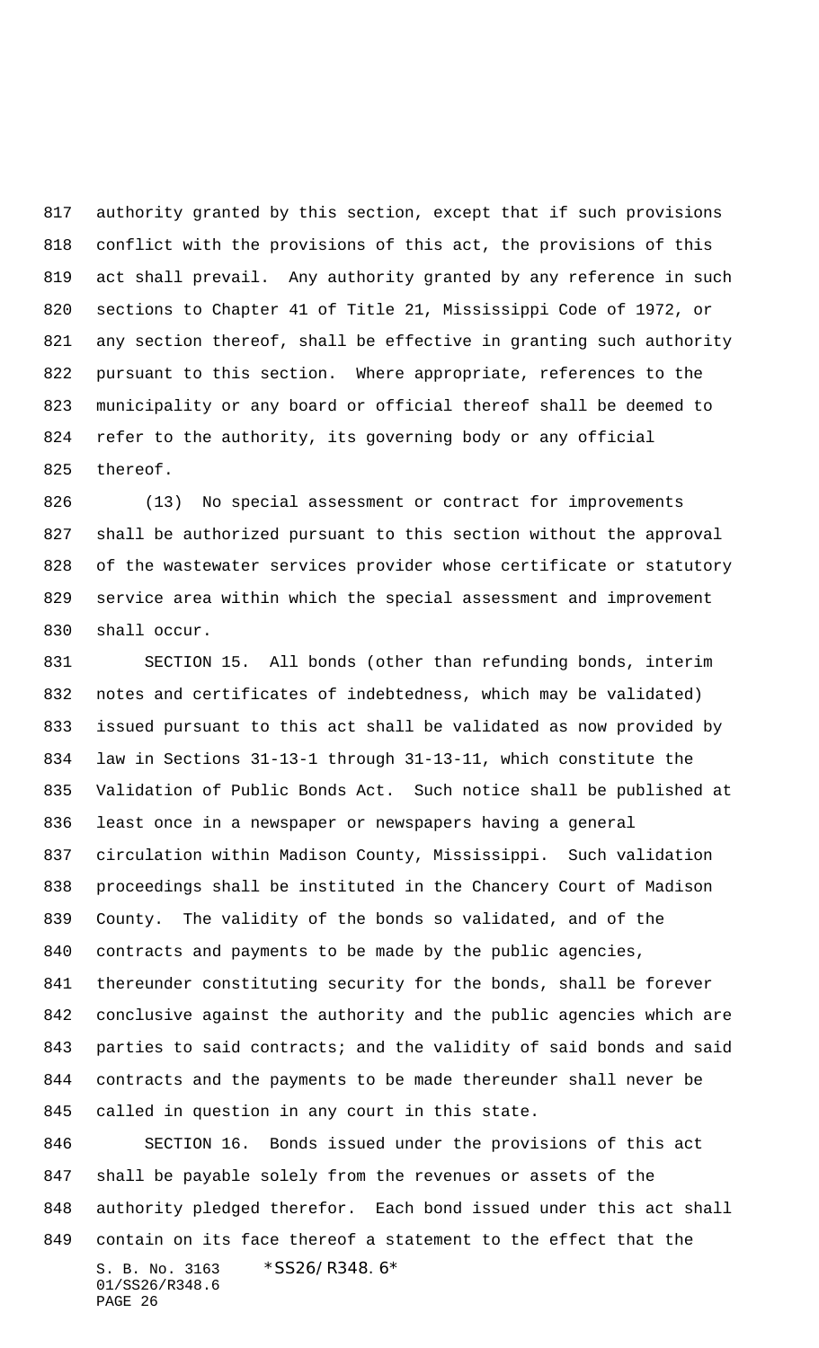authority granted by this section, except that if such provisions conflict with the provisions of this act, the provisions of this act shall prevail. Any authority granted by any reference in such sections to Chapter 41 of Title 21, Mississippi Code of 1972, or any section thereof, shall be effective in granting such authority pursuant to this section. Where appropriate, references to the municipality or any board or official thereof shall be deemed to refer to the authority, its governing body or any official thereof.

(13) No special assessment or contract for improvements shall be authorized pursuant to this section without the approval of the wastewater services provider whose certificate or statutory service area within which the special assessment and improvement shall occur.

SECTION 15. All bonds (other than refunding bonds, interim notes and certificates of indebtedness, which may be validated) issued pursuant to this act shall be validated as now provided by law in Sections 31-13-1 through 31-13-11, which constitute the Validation of Public Bonds Act. Such notice shall be published at least once in a newspaper or newspapers having a general circulation within Madison County, Mississippi. Such validation proceedings shall be instituted in the Chancery Court of Madison County. The validity of the bonds so validated, and of the contracts and payments to be made by the public agencies, thereunder constituting security for the bonds, shall be forever conclusive against the authority and the public agencies which are parties to said contracts; and the validity of said bonds and said contracts and the payments to be made thereunder shall never be called in question in any court in this state.

SECTION 16. Bonds issued under the provisions of this act shall be payable solely from the revenues or assets of the authority pledged therefor. Each bond issued under this act shall contain on its face thereof a statement to the effect that the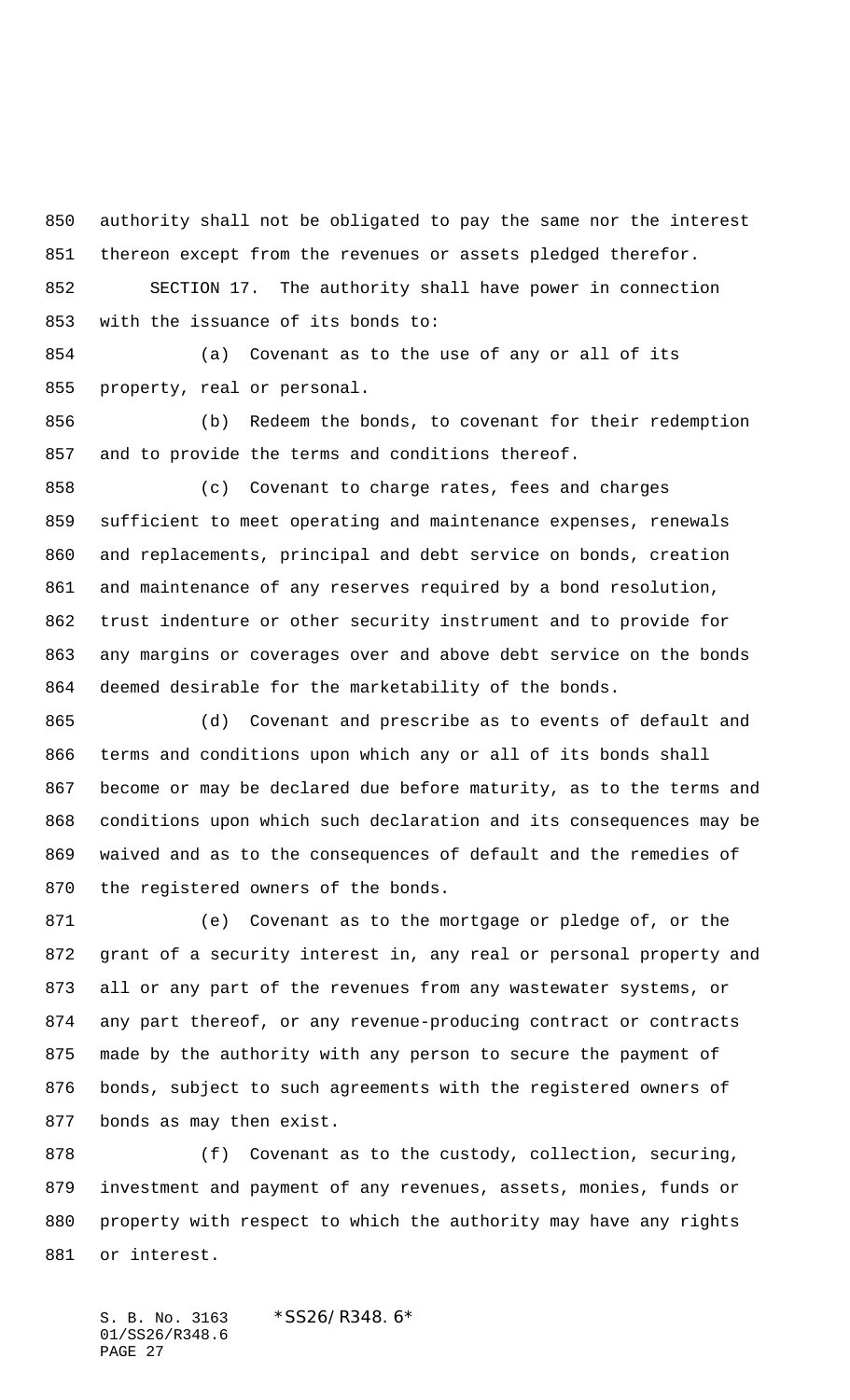authority shall not be obligated to pay the same nor the interest thereon except from the revenues or assets pledged therefor.

SECTION 17. The authority shall have power in connection with the issuance of its bonds to:

(a) Covenant as to the use of any or all of its property, real or personal.

(b) Redeem the bonds, to covenant for their redemption and to provide the terms and conditions thereof.

(c) Covenant to charge rates, fees and charges sufficient to meet operating and maintenance expenses, renewals and replacements, principal and debt service on bonds, creation and maintenance of any reserves required by a bond resolution, trust indenture or other security instrument and to provide for any margins or coverages over and above debt service on the bonds deemed desirable for the marketability of the bonds.

(d) Covenant and prescribe as to events of default and terms and conditions upon which any or all of its bonds shall become or may be declared due before maturity, as to the terms and conditions upon which such declaration and its consequences may be waived and as to the consequences of default and the remedies of the registered owners of the bonds.

(e) Covenant as to the mortgage or pledge of, or the grant of a security interest in, any real or personal property and all or any part of the revenues from any wastewater systems, or any part thereof, or any revenue-producing contract or contracts made by the authority with any person to secure the payment of bonds, subject to such agreements with the registered owners of bonds as may then exist.

(f) Covenant as to the custody, collection, securing, investment and payment of any revenues, assets, monies, funds or property with respect to which the authority may have any rights or interest.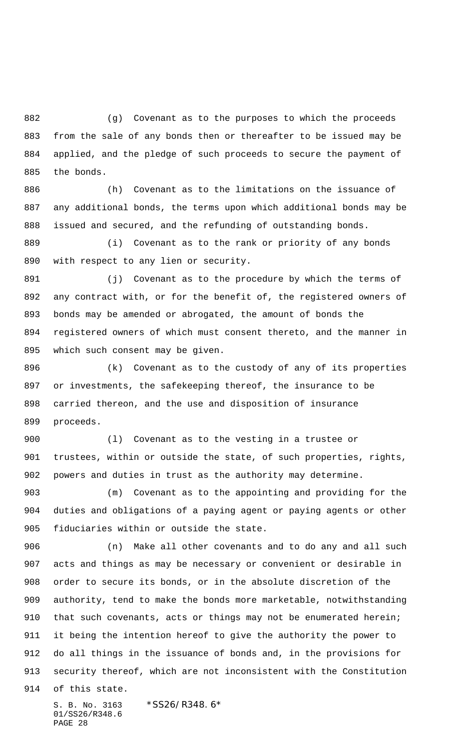(g) Covenant as to the purposes to which the proceeds from the sale of any bonds then or thereafter to be issued may be applied, and the pledge of such proceeds to secure the payment of the bonds.

(h) Covenant as to the limitations on the issuance of any additional bonds, the terms upon which additional bonds may be issued and secured, and the refunding of outstanding bonds.

(i) Covenant as to the rank or priority of any bonds with respect to any lien or security.

(j) Covenant as to the procedure by which the terms of any contract with, or for the benefit of, the registered owners of bonds may be amended or abrogated, the amount of bonds the registered owners of which must consent thereto, and the manner in which such consent may be given.

(k) Covenant as to the custody of any of its properties or investments, the safekeeping thereof, the insurance to be carried thereon, and the use and disposition of insurance proceeds.

(l) Covenant as to the vesting in a trustee or trustees, within or outside the state, of such properties, rights, powers and duties in trust as the authority may determine.

(m) Covenant as to the appointing and providing for the duties and obligations of a paying agent or paying agents or other fiduciaries within or outside the state.

(n) Make all other covenants and to do any and all such acts and things as may be necessary or convenient or desirable in order to secure its bonds, or in the absolute discretion of the authority, tend to make the bonds more marketable, notwithstanding that such covenants, acts or things may not be enumerated herein; it being the intention hereof to give the authority the power to do all things in the issuance of bonds and, in the provisions for security thereof, which are not inconsistent with the Constitution of this state.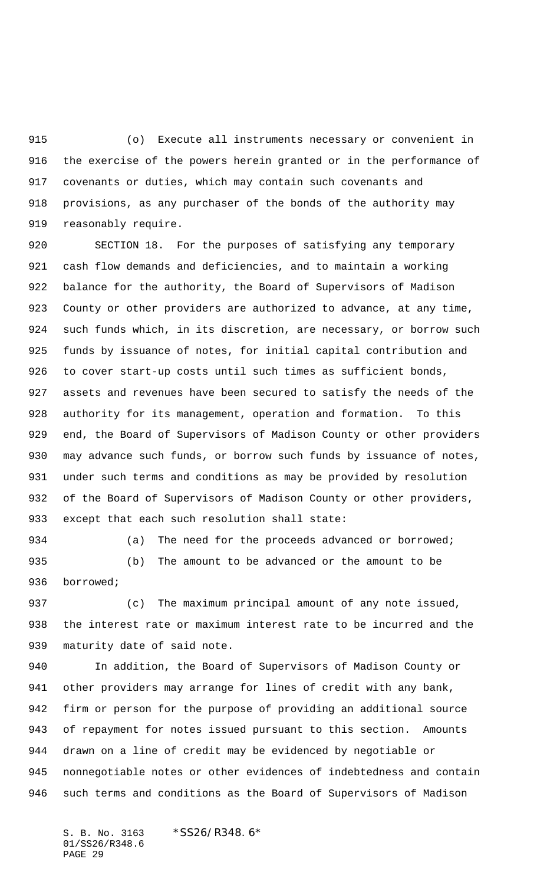(o) Execute all instruments necessary or convenient in the exercise of the powers herein granted or in the performance of covenants or duties, which may contain such covenants and provisions, as any purchaser of the bonds of the authority may reasonably require.

SECTION 18. For the purposes of satisfying any temporary cash flow demands and deficiencies, and to maintain a working balance for the authority, the Board of Supervisors of Madison County or other providers are authorized to advance, at any time, such funds which, in its discretion, are necessary, or borrow such funds by issuance of notes, for initial capital contribution and to cover start-up costs until such times as sufficient bonds, assets and revenues have been secured to satisfy the needs of the authority for its management, operation and formation. To this end, the Board of Supervisors of Madison County or other providers may advance such funds, or borrow such funds by issuance of notes, under such terms and conditions as may be provided by resolution of the Board of Supervisors of Madison County or other providers, except that each such resolution shall state:

(a) The need for the proceeds advanced or borrowed;

(b) The amount to be advanced or the amount to be borrowed;

(c) The maximum principal amount of any note issued, the interest rate or maximum interest rate to be incurred and the maturity date of said note.

In addition, the Board of Supervisors of Madison County or other providers may arrange for lines of credit with any bank, firm or person for the purpose of providing an additional source of repayment for notes issued pursuant to this section. Amounts drawn on a line of credit may be evidenced by negotiable or nonnegotiable notes or other evidences of indebtedness and contain such terms and conditions as the Board of Supervisors of Madison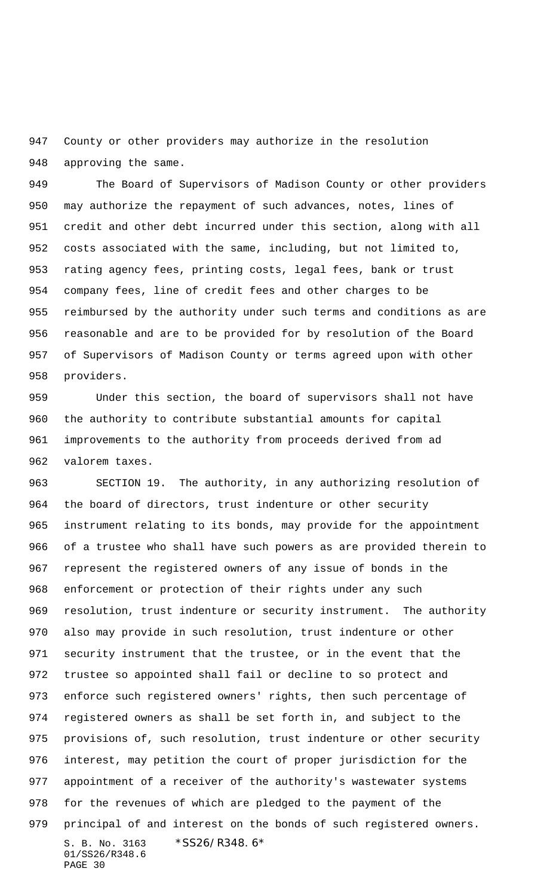County or other providers may authorize in the resolution approving the same.

The Board of Supervisors of Madison County or other providers may authorize the repayment of such advances, notes, lines of credit and other debt incurred under this section, along with all costs associated with the same, including, but not limited to, rating agency fees, printing costs, legal fees, bank or trust company fees, line of credit fees and other charges to be reimbursed by the authority under such terms and conditions as are reasonable and are to be provided for by resolution of the Board of Supervisors of Madison County or terms agreed upon with other providers.

Under this section, the board of supervisors shall not have the authority to contribute substantial amounts for capital improvements to the authority from proceeds derived from ad valorem taxes.

SECTION 19. The authority, in any authorizing resolution of the board of directors, trust indenture or other security instrument relating to its bonds, may provide for the appointment of a trustee who shall have such powers as are provided therein to represent the registered owners of any issue of bonds in the enforcement or protection of their rights under any such resolution, trust indenture or security instrument. The authority also may provide in such resolution, trust indenture or other security instrument that the trustee, or in the event that the trustee so appointed shall fail or decline to so protect and enforce such registered owners' rights, then such percentage of registered owners as shall be set forth in, and subject to the provisions of, such resolution, trust indenture or other security interest, may petition the court of proper jurisdiction for the appointment of a receiver of the authority's wastewater systems for the revenues of which are pledged to the payment of the principal of and interest on the bonds of such registered owners.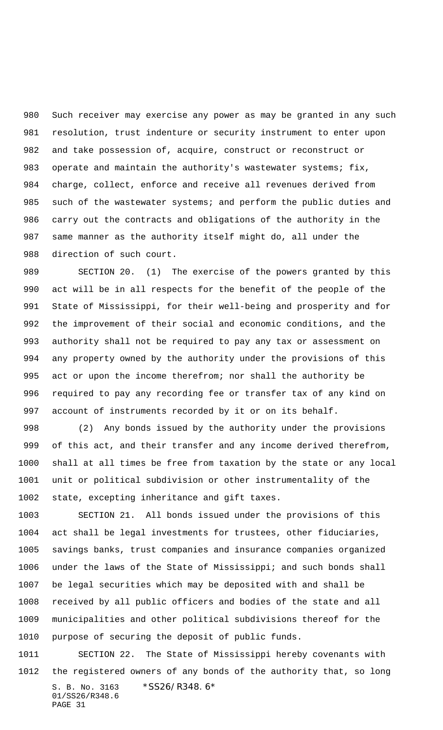Such receiver may exercise any power as may be granted in any such resolution, trust indenture or security instrument to enter upon and take possession of, acquire, construct or reconstruct or operate and maintain the authority's wastewater systems; fix, charge, collect, enforce and receive all revenues derived from such of the wastewater systems; and perform the public duties and carry out the contracts and obligations of the authority in the same manner as the authority itself might do, all under the direction of such court.

SECTION 20. (1) The exercise of the powers granted by this act will be in all respects for the benefit of the people of the State of Mississippi, for their well-being and prosperity and for the improvement of their social and economic conditions, and the authority shall not be required to pay any tax or assessment on any property owned by the authority under the provisions of this act or upon the income therefrom; nor shall the authority be required to pay any recording fee or transfer tax of any kind on account of instruments recorded by it or on its behalf.

(2) Any bonds issued by the authority under the provisions of this act, and their transfer and any income derived therefrom, shall at all times be free from taxation by the state or any local unit or political subdivision or other instrumentality of the state, excepting inheritance and gift taxes.

SECTION 21. All bonds issued under the provisions of this act shall be legal investments for trustees, other fiduciaries, savings banks, trust companies and insurance companies organized under the laws of the State of Mississippi; and such bonds shall be legal securities which may be deposited with and shall be received by all public officers and bodies of the state and all municipalities and other political subdivisions thereof for the purpose of securing the deposit of public funds.

SECTION 22. The State of Mississippi hereby covenants with the registered owners of any bonds of the authority that, so long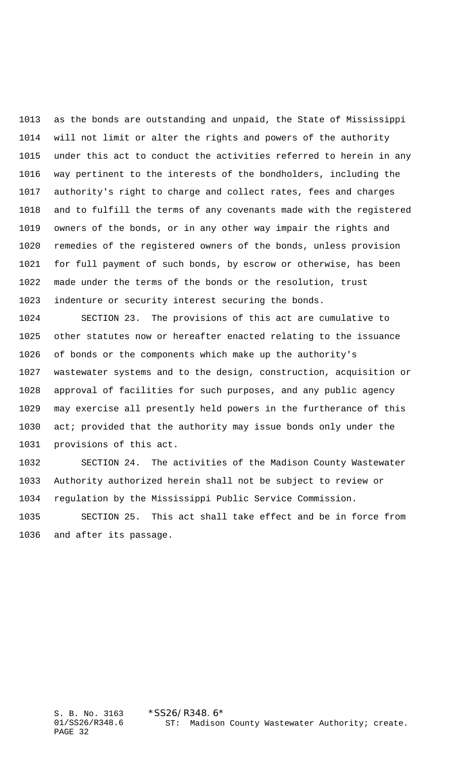as the bonds are outstanding and unpaid, the State of Mississippi will not limit or alter the rights and powers of the authority under this act to conduct the activities referred to herein in any way pertinent to the interests of the bondholders, including the authority's right to charge and collect rates, fees and charges and to fulfill the terms of any covenants made with the registered owners of the bonds, or in any other way impair the rights and remedies of the registered owners of the bonds, unless provision for full payment of such bonds, by escrow or otherwise, has been made under the terms of the bonds or the resolution, trust indenture or security interest securing the bonds.

SECTION 23. The provisions of this act are cumulative to other statutes now or hereafter enacted relating to the issuance of bonds or the components which make up the authority's wastewater systems and to the design, construction, acquisition or approval of facilities for such purposes, and any public agency may exercise all presently held powers in the furtherance of this act; provided that the authority may issue bonds only under the provisions of this act.

SECTION 24. The activities of the Madison County Wastewater Authority authorized herein shall not be subject to review or regulation by the Mississippi Public Service Commission.

SECTION 25. This act shall take effect and be in force from and after its passage.